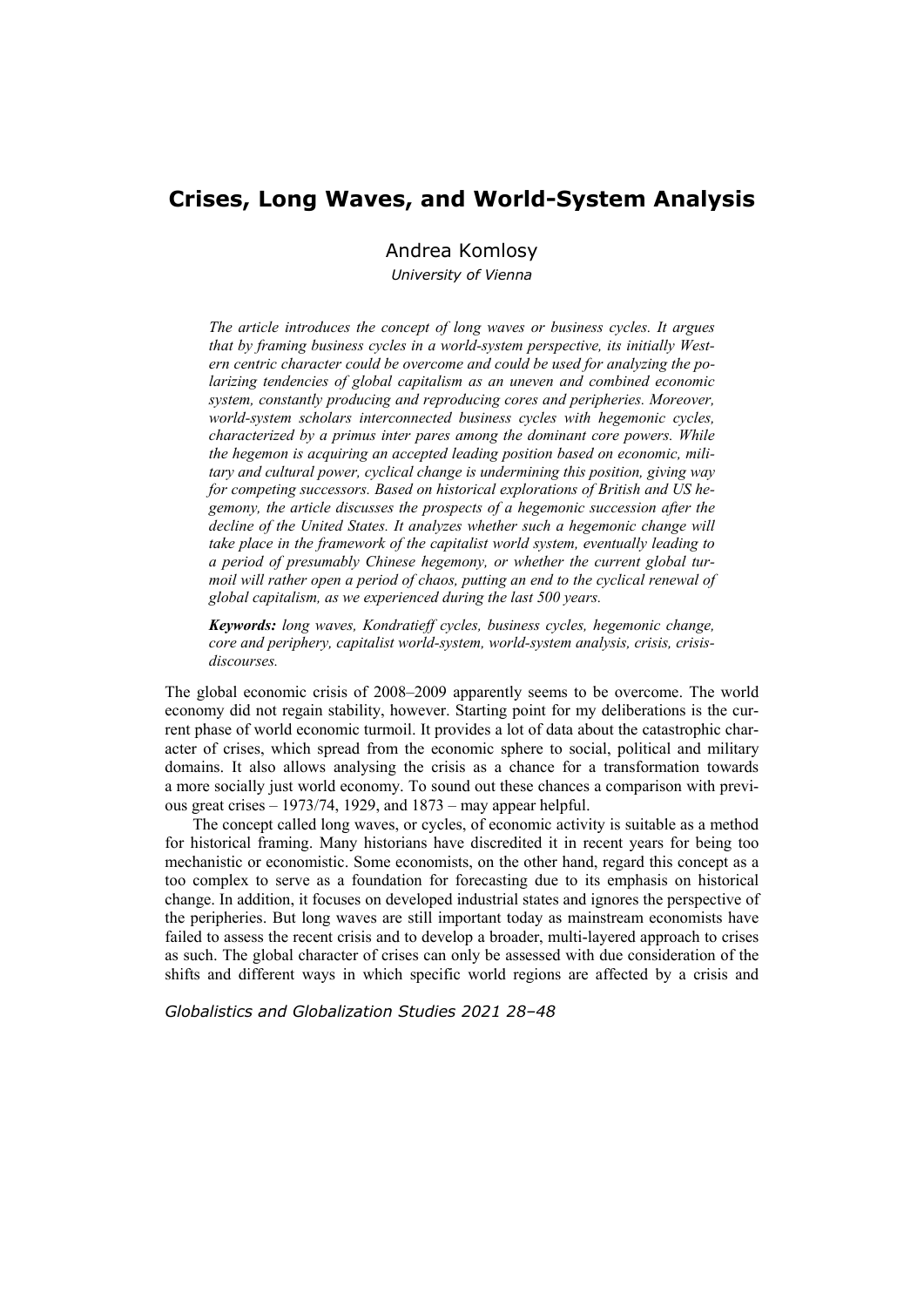# Crises, Long Waves, and World-System Analysis

Andrea Komlosy

*University of Vienna*

*The article introduces the concept of long waves or business cycles. It argues that by framing business cycles in a world-system perspective, its initially Western centric character could be overcome and could be used for analyzing the polarizing tendencies of global capitalism as an uneven and combined economic system, constantly producing and reproducing cores and peripheries. Moreover, world-system scholars interconnected business cycles with hegemonic cycles, characterized by a primus inter pares among the dominant core powers. While the hegemon is acquiring an accepted leading position based on economic, military and cultural power, cyclical change is undermining this position, giving way for competing successors. Based on historical explorations of British and US hegemony, the article discusses the prospects of a hegemonic succession after the decline of the United States. It analyzes whether such a hegemonic change will take place in the framework of the capitalist world system, eventually leading to a period of presumably Chinese hegemony, or whether the current global turmoil will rather open a period of chaos, putting an end to the cyclical renewal of global capitalism, as we experienced during the last 500 years.*

***Keywords:*** *long waves, Kondratieff cycles, business cycles, hegemonic change, core and periphery, capitalist world-system, world-system analysis, crisis, crisis-discourses.*

The global economic crisis of 2008–2009 apparently seems to be overcome. The world economy did not regain stability, however. Starting point for my deliberations is the current phase of world economic turmoil. It provides a lot of data about the catastrophic character of crises, which spread from the economic sphere to social, political and military domains. It also allows analysing the crisis as a chance for a transformation towards a more socially just world economy. To sound out these chances a comparison with previous great crises – 1973/74, 1929, and 1873 – may appear helpful.

The concept called long waves, or cycles, of economic activity is suitable as a method for historical framing. Many historians have discredited it in recent years for being too mechanistic or economistic. Some economists, on the other hand, regard this concept as a too complex to serve as a foundation for forecasting due to its emphasis on historical change. In addition, it focuses on developed industrial states and ignores the perspective of the peripheries. But long waves are still important today as mainstream economists have failed to assess the recent crisis and to develop a broader, multi-layered approach to crises as such. The global character of crises can only be assessed with due consideration of the shifts and different ways in which specific world regions are affected by a crisis and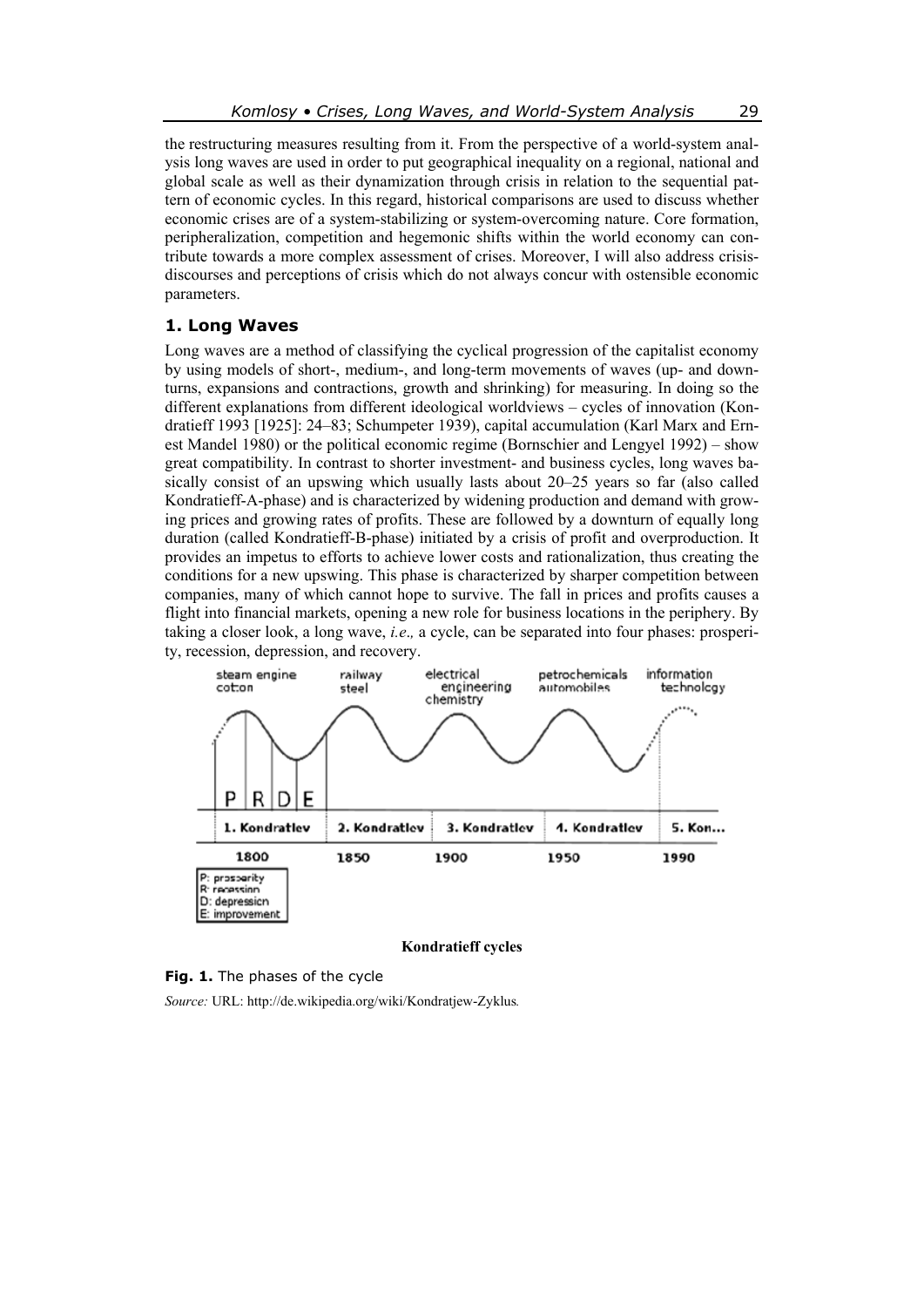the restructuring measures resulting from it. From the perspective of a world-system analysis long waves are used in order to put geographical inequality on a regional, national and global scale as well as their dynamization through crisis in relation to the sequential pattern of economic cycles. In this regard, historical comparisons are used to discuss whether economic crises are of a system-stabilizing or system-overcoming nature. Core formation, peripheralization, competition and hegemonic shifts within the world economy can contribute towards a more complex assessment of crises. Moreover, I will also address crisis-discourses and perceptions of crisis which do not always concur with ostensible economic parameters.

## 1. Long Waves

Long waves are a method of classifying the cyclical progression of the capitalist economy by using models of short-, medium-, and long-term movements of waves (up- and downturns, expansions and contractions, growth and shrinking) for measuring. In doing so the different explanations from different ideological worldviews – cycles of innovation (Kondratieff 1993 [1925]: 24–83; Schumpeter 1939), capital accumulation (Karl Marx and Ernest Mandel 1980) or the political economic regime (Bornschier and Lengyel 1992) – show great compatibility. In contrast to shorter investment- and business cycles, long waves basically consist of an upswing which usually lasts about 20–25 years so far (also called Kondratieff-A-phase) and is characterized by widening production and demand with growing prices and growing rates of profits. These are followed by a downturn of equally long duration (called Kondratieff-B-phase) initiated by a crisis of profit and overproduction. It provides an impetus to efforts to achieve lower costs and rationalization, thus creating the conditions for a new upswing. This phase is characterized by sharper competition between companies, many of which cannot hope to survive. The fall in prices and profits causes a flight into financial markets, opening a new role for business locations in the periphery. By taking a closer look, a long wave, *i.e.,* a cycle, can be separated into four phases: prosperity, recession, depression, and recovery.

steam engine cotton | railway steel | electrical engineering chemistry | petrochemicals automobiles | information technology

P | R | D | E

1. Kondratiev | 2. Kondratiev | 3. Kondratiev | 4. Kondratiev | 5. Kon...

1800 | 1850 | 1900 | 1950 | 1990

P: prosperity
R: recession
D: depression
E: improvement

**Kondratieff cycles**

**Fig. 1.** The phases of the cycle

*Source:* URL: http://de.wikipedia.org/wiki/Kondratjew-Zyklus.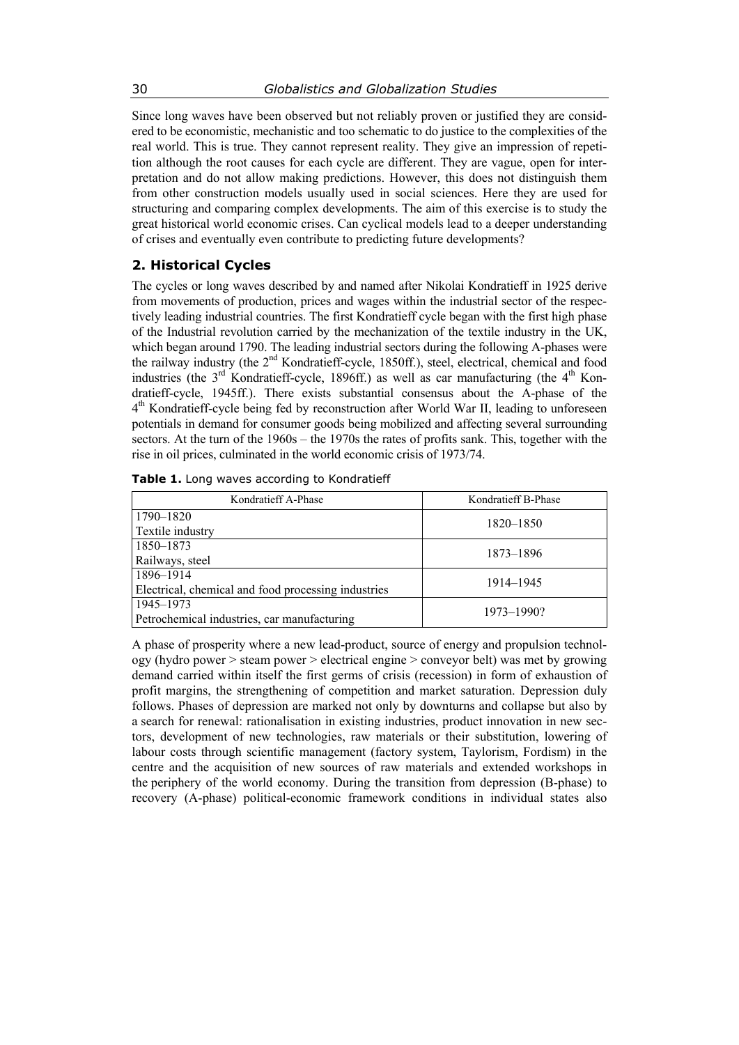Since long waves have been observed but not reliably proven or justified they are considered to be economistic, mechanistic and too schematic to do justice to the complexities of the real world. This is true. They cannot represent reality. They give an impression of repetition although the root causes for each cycle are different. They are vague, open for interpretation and do not allow making predictions. However, this does not distinguish them from other construction models usually used in social sciences. Here they are used for structuring and comparing complex developments. The aim of this exercise is to study the great historical world economic crises. Can cyclical models lead to a deeper understanding of crises and eventually even contribute to predicting future developments?

## 2. Historical Cycles

The cycles or long waves described by and named after Nikolai Kondratieff in 1925 derive from movements of production, prices and wages within the industrial sector of the respectively leading industrial countries. The first Kondratieff cycle began with the first high phase of the Industrial revolution carried by the mechanization of the textile industry in the UK, which began around 1790. The leading industrial sectors during the following A-phases were the railway industry (the 2nd Kondratieff-cycle, 1850ff.), steel, electrical, chemical and food industries (the 3rd Kondratieff-cycle, 1896ff.) as well as car manufacturing (the 4th Kondratieff-cycle, 1945ff.). There exists substantial consensus about the A-phase of the 4th Kondratieff-cycle being fed by reconstruction after World War II, leading to unforeseen potentials in demand for consumer goods being mobilized and affecting several surrounding sectors. At the turn of the 1960s – the 1970s the rates of profits sank. This, together with the rise in oil prices, culminated in the world economic crisis of 1973/74.

**Table 1.** Long waves according to Kondratieff

| Kondratieff A-Phase | Kondratieff B-Phase |
|---|---|
| 1790–1820<br>Textile industry | 1820–1850 |
| 1850–1873<br>Railways, steel | 1873–1896 |
| 1896–1914<br>Electrical, chemical and food processing industries | 1914–1945 |
| 1945–1973<br>Petrochemical industries, car manufacturing | 1973–1990? |

A phase of prosperity where a new lead-product, source of energy and propulsion technology (hydro power > steam power > electrical engine > conveyor belt) was met by growing demand carried within itself the first germs of crisis (recession) in form of exhaustion of profit margins, the strengthening of competition and market saturation. Depression duly follows. Phases of depression are marked not only by downturns and collapse but also by a search for renewal: rationalisation in existing industries, product innovation in new sectors, development of new technologies, raw materials or their substitution, lowering of labour costs through scientific management (factory system, Taylorism, Fordism) in the centre and the acquisition of new sources of raw materials and extended workshops in the periphery of the world economy. During the transition from depression (B-phase) to recovery (A-phase) political-economic framework conditions in individual states also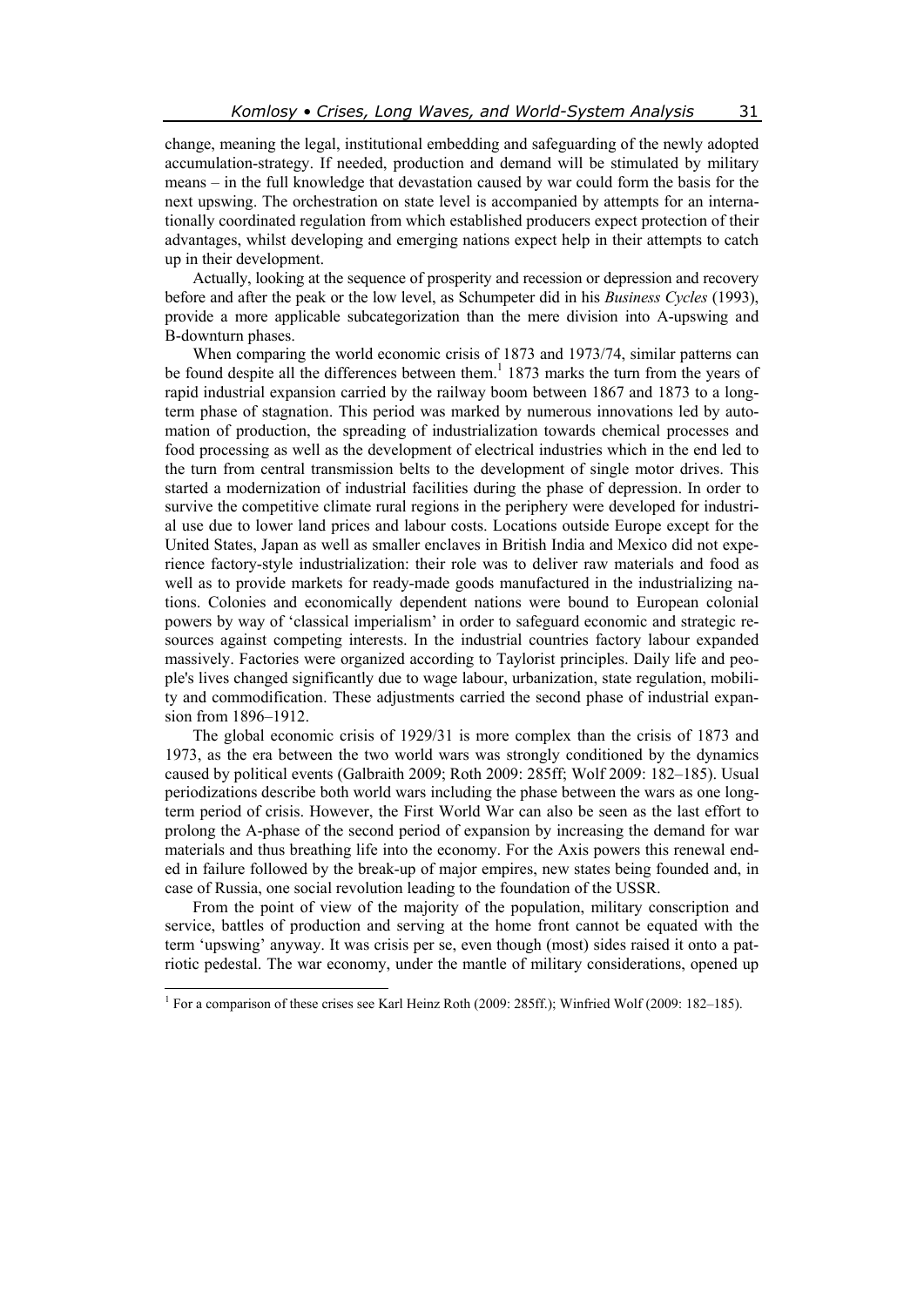change, meaning the legal, institutional embedding and safeguarding of the newly adopted accumulation-strategy. If needed, production and demand will be stimulated by military means – in the full knowledge that devastation caused by war could form the basis for the next upswing. The orchestration on state level is accompanied by attempts for an internationally coordinated regulation from which established producers expect protection of their advantages, whilst developing and emerging nations expect help in their attempts to catch up in their development.

Actually, looking at the sequence of prosperity and recession or depression and recovery before and after the peak or the low level, as Schumpeter did in his *Business Cycles* (1993), provide a more applicable subcategorization than the mere division into A-upswing and B-downturn phases.

When comparing the world economic crisis of 1873 and 1973/74, similar patterns can be found despite all the differences between them.[1] 1873 marks the turn from the years of rapid industrial expansion carried by the railway boom between 1867 and 1873 to a long-term phase of stagnation. This period was marked by numerous innovations led by automation of production, the spreading of industrialization towards chemical processes and food processing as well as the development of electrical industries which in the end led to the turn from central transmission belts to the development of single motor drives. This started a modernization of industrial facilities during the phase of depression. In order to survive the competitive climate rural regions in the periphery were developed for industrial use due to lower land prices and labour costs. Locations outside Europe except for the United States, Japan as well as smaller enclaves in British India and Mexico did not experience factory-style industrialization: their role was to deliver raw materials and food as well as to provide markets for ready-made goods manufactured in the industrializing nations. Colonies and economically dependent nations were bound to European colonial powers by way of 'classical imperialism' in order to safeguard economic and strategic resources against competing interests. In the industrial countries factory labour expanded massively. Factories were organized according to Taylorist principles. Daily life and people's lives changed significantly due to wage labour, urbanization, state regulation, mobility and commodification. These adjustments carried the second phase of industrial expansion from 1896–1912.

The global economic crisis of 1929/31 is more complex than the crisis of 1873 and 1973, as the era between the two world wars was strongly conditioned by the dynamics caused by political events (Galbraith 2009; Roth 2009: 285ff; Wolf 2009: 182–185). Usual periodizations describe both world wars including the phase between the wars as one long-term period of crisis. However, the First World War can also be seen as the last effort to prolong the A-phase of the second period of expansion by increasing the demand for war materials and thus breathing life into the economy. For the Axis powers this renewal ended in failure followed by the break-up of major empires, new states being founded and, in case of Russia, one social revolution leading to the foundation of the USSR.

From the point of view of the majority of the population, military conscription and service, battles of production and serving at the home front cannot be equated with the term 'upswing' anyway. It was crisis per se, even though (most) sides raised it onto a patriotic pedestal. The war economy, under the mantle of military considerations, opened up

---

[1] For a comparison of these crises see Karl Heinz Roth (2009: 285ff.); Winfried Wolf (2009: 182–185).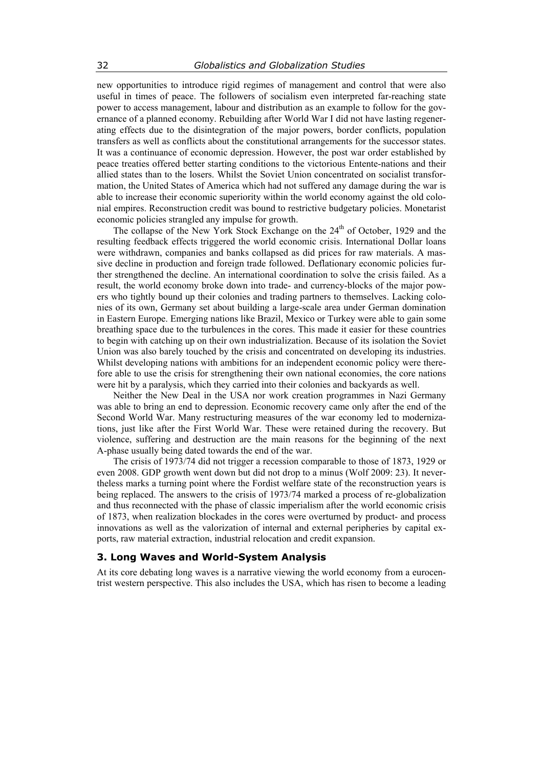new opportunities to introduce rigid regimes of management and control that were also useful in times of peace. The followers of socialism even interpreted far-reaching state power to access management, labour and distribution as an example to follow for the governance of a planned economy. Rebuilding after World War I did not have lasting regenerating effects due to the disintegration of the major powers, border conflicts, population transfers as well as conflicts about the constitutional arrangements for the successor states. It was a continuance of economic depression. However, the post war order established by peace treaties offered better starting conditions to the victorious Entente-nations and their allied states than to the losers. Whilst the Soviet Union concentrated on socialist transformation, the United States of America which had not suffered any damage during the war is able to increase their economic superiority within the world economy against the old colonial empires. Reconstruction credit was bound to restrictive budgetary policies. Monetarist economic policies strangled any impulse for growth.

The collapse of the New York Stock Exchange on the 24th of October, 1929 and the resulting feedback effects triggered the world economic crisis. International Dollar loans were withdrawn, companies and banks collapsed as did prices for raw materials. A massive decline in production and foreign trade followed. Deflationary economic policies further strengthened the decline. An international coordination to solve the crisis failed. As a result, the world economy broke down into trade- and currency-blocks of the major powers who tightly bound up their colonies and trading partners to themselves. Lacking colonies of its own, Germany set about building a large-scale area under German domination in Eastern Europe. Emerging nations like Brazil, Mexico or Turkey were able to gain some breathing space due to the turbulences in the cores. This made it easier for these countries to begin with catching up on their own industrialization. Because of its isolation the Soviet Union was also barely touched by the crisis and concentrated on developing its industries. Whilst developing nations with ambitions for an independent economic policy were therefore able to use the crisis for strengthening their own national economies, the core nations were hit by a paralysis, which they carried into their colonies and backyards as well.

Neither the New Deal in the USA nor work creation programmes in Nazi Germany was able to bring an end to depression. Economic recovery came only after the end of the Second World War. Many restructuring measures of the war economy led to modernizations, just like after the First World War. These were retained during the recovery. But violence, suffering and destruction are the main reasons for the beginning of the next A-phase usually being dated towards the end of the war.

The crisis of 1973/74 did not trigger a recession comparable to those of 1873, 1929 or even 2008. GDP growth went down but did not drop to a minus (Wolf 2009: 23). It nevertheless marks a turning point where the Fordist welfare state of the reconstruction years is being replaced. The answers to the crisis of 1973/74 marked a process of re-globalization and thus reconnected with the phase of classic imperialism after the world economic crisis of 1873, when realization blockades in the cores were overturned by product- and process innovations as well as the valorization of internal and external peripheries by capital exports, raw material extraction, industrial relocation and credit expansion.

## 3. Long Waves and World-System Analysis

At its core debating long waves is a narrative viewing the world economy from a eurocentrist western perspective. This also includes the USA, which has risen to become a leading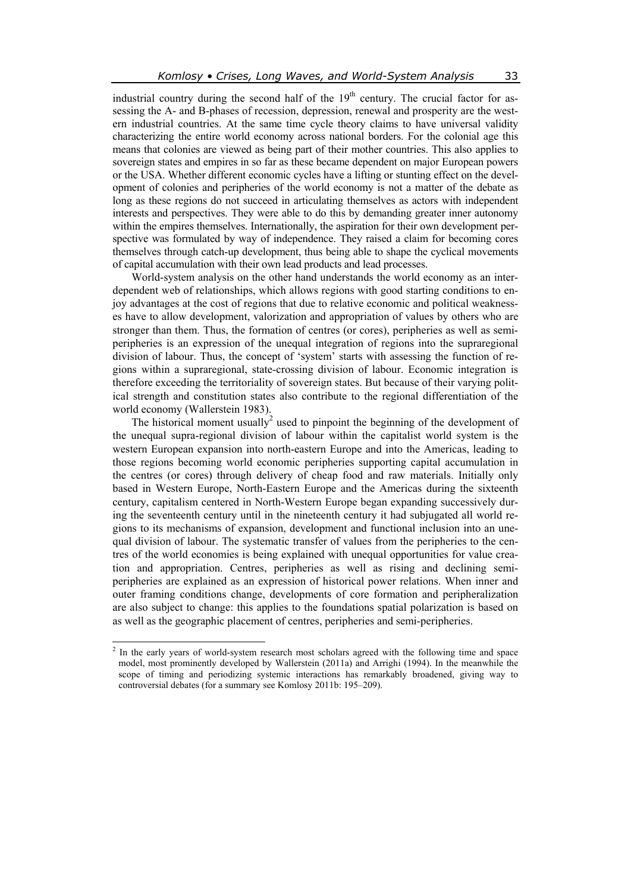industrial country during the second half of the 19th century. The crucial factor for assessing the A- and B-phases of recession, depression, renewal and prosperity are the western industrial countries. At the same time cycle theory claims to have universal validity characterizing the entire world economy across national borders. For the colonial age this means that colonies are viewed as being part of their mother countries. This also applies to sovereign states and empires in so far as these became dependent on major European powers or the USA. Whether different economic cycles have a lifting or stunting effect on the development of colonies and peripheries of the world economy is not a matter of the debate as long as these regions do not succeed in articulating themselves as actors with independent interests and perspectives. They were able to do this by demanding greater inner autonomy within the empires themselves. Internationally, the aspiration for their own development perspective was formulated by way of independence. They raised a claim for becoming cores themselves through catch-up development, thus being able to shape the cyclical movements of capital accumulation with their own lead products and lead processes.

World-system analysis on the other hand understands the world economy as an interdependent web of relationships, which allows regions with good starting conditions to enjoy advantages at the cost of regions that due to relative economic and political weaknesses have to allow development, valorization and appropriation of values by others who are stronger than them. Thus, the formation of centres (or cores), peripheries as well as semi-peripheries is an expression of the unequal integration of regions into the supraregional division of labour. Thus, the concept of 'system' starts with assessing the function of regions within a supraregional, state-crossing division of labour. Economic integration is therefore exceeding the territoriality of sovereign states. But because of their varying political strength and constitution states also contribute to the regional differentiation of the world economy (Wallerstein 1983).

The historical moment usually[2] used to pinpoint the beginning of the development of the unequal supra-regional division of labour within the capitalist world system is the western European expansion into north-eastern Europe and into the Americas, leading to those regions becoming world economic peripheries supporting capital accumulation in the centres (or cores) through delivery of cheap food and raw materials. Initially only based in Western Europe, North-Eastern Europe and the Americas during the sixteenth century, capitalism centered in North-Western Europe began expanding successively during the seventeenth century until in the nineteenth century it had subjugated all world regions to its mechanisms of expansion, development and functional inclusion into an unequal division of labour. The systematic transfer of values from the peripheries to the centres of the world economies is being explained with unequal opportunities for value creation and appropriation. Centres, peripheries as well as rising and declining semi-peripheries are explained as an expression of historical power relations. When inner and outer framing conditions change, developments of core formation and peripheralization are also subject to change: this applies to the foundations spatial polarization is based on as well as the geographic placement of centres, peripheries and semi-peripheries.

[2] In the early years of world-system research most scholars agreed with the following time and space model, most prominently developed by Wallerstein (2011a) and Arrighi (1994). In the meanwhile the scope of timing and periodizing systemic interactions has remarkably broadened, giving way to controversial debates (for a summary see Komlosy 2011b: 195–209).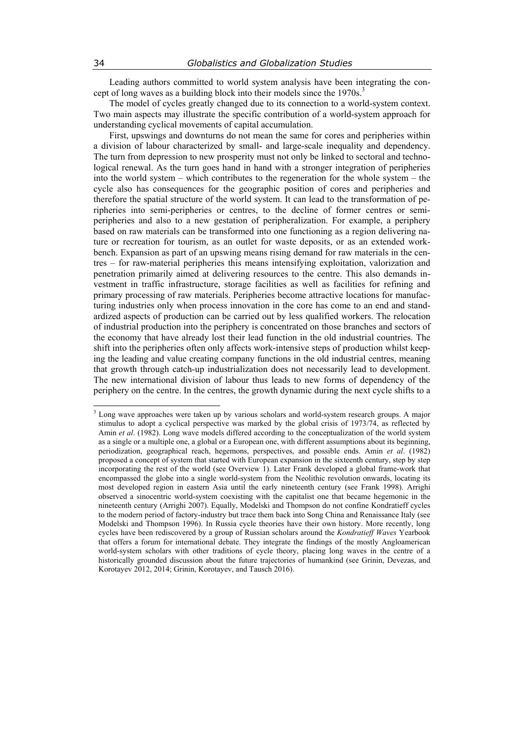Leading authors committed to world system analysis have been integrating the concept of long waves as a building block into their models since the 1970s.[3]

The model of cycles greatly changed due to its connection to a world-system context. Two main aspects may illustrate the specific contribution of a world-system approach for understanding cyclical movements of capital accumulation.

First, upswings and downturns do not mean the same for cores and peripheries within a division of labour characterized by small- and large-scale inequality and dependency. The turn from depression to new prosperity must not only be linked to sectoral and technological renewal. As the turn goes hand in hand with a stronger integration of peripheries into the world system – which contributes to the regeneration for the whole system – the cycle also has consequences for the geographic position of cores and peripheries and therefore the spatial structure of the world system. It can lead to the transformation of peripheries into semi-peripheries or centres, to the decline of former centres or semi-peripheries and also to a new gestation of peripheralization. For example, a periphery based on raw materials can be transformed into one functioning as a region delivering nature or recreation for tourism, as an outlet for waste deposits, or as an extended workbench. Expansion as part of an upswing means rising demand for raw materials in the centres – for raw-material peripheries this means intensifying exploitation, valorization and penetration primarily aimed at delivering resources to the centre. This also demands investment in traffic infrastructure, storage facilities as well as facilities for refining and primary processing of raw materials. Peripheries become attractive locations for manufacturing industries only when process innovation in the core has come to an end and standardized aspects of production can be carried out by less qualified workers. The relocation of industrial production into the periphery is concentrated on those branches and sectors of the economy that have already lost their lead function in the old industrial countries. The shift into the peripheries often only affects work-intensive steps of production whilst keeping the leading and value creating company functions in the old industrial centres, meaning that growth through catch-up industrialization does not necessarily lead to development. The new international division of labour thus leads to new forms of dependency of the periphery on the centre. In the centres, the growth dynamic during the next cycle shifts to a

[3] Long wave approaches were taken up by various scholars and world-system research groups. A major stimulus to adopt a cyclical perspective was marked by the global crisis of 1973/74, as reflected by Amin *et al*. (1982). Long wave models differed according to the conceptualization of the world system as a single or a multiple one, a global or a European one, with different assumptions about its beginning, periodization, geographical reach, hegemons, perspectives, and possible ends. Amin *et al*. (1982) proposed a concept of system that started with European expansion in the sixteenth century, step by step incorporating the rest of the world (see Overview 1). Later Frank developed a global frame-work that encompassed the globe into a single world-system from the Neolithic revolution onwards, locating its most developed region in eastern Asia until the early nineteenth century (see Frank 1998). Arrighi observed a sinocentric world-system coexisting with the capitalist one that became hegemonic in the nineteenth century (Arrighi 2007). Equally, Modelski and Thompson do not confine Kondratieff cycles to the modern period of factory-industry but trace them back into Song China and Renaissance Italy (see Modelski and Thompson 1996). In Russia cycle theories have their own history. More recently, long cycles have been rediscovered by a group of Russian scholars around the *Kondratieff Waves* Yearbook that offers a forum for international debate. They integrate the findings of the mostly Angloamerican world-system scholars with other traditions of cycle theory, placing long waves in the centre of a historically grounded discussion about the future trajectories of humankind (see Grinin, Devezas, and Korotayev 2012, 2014; Grinin, Korotayev, and Tausch 2016).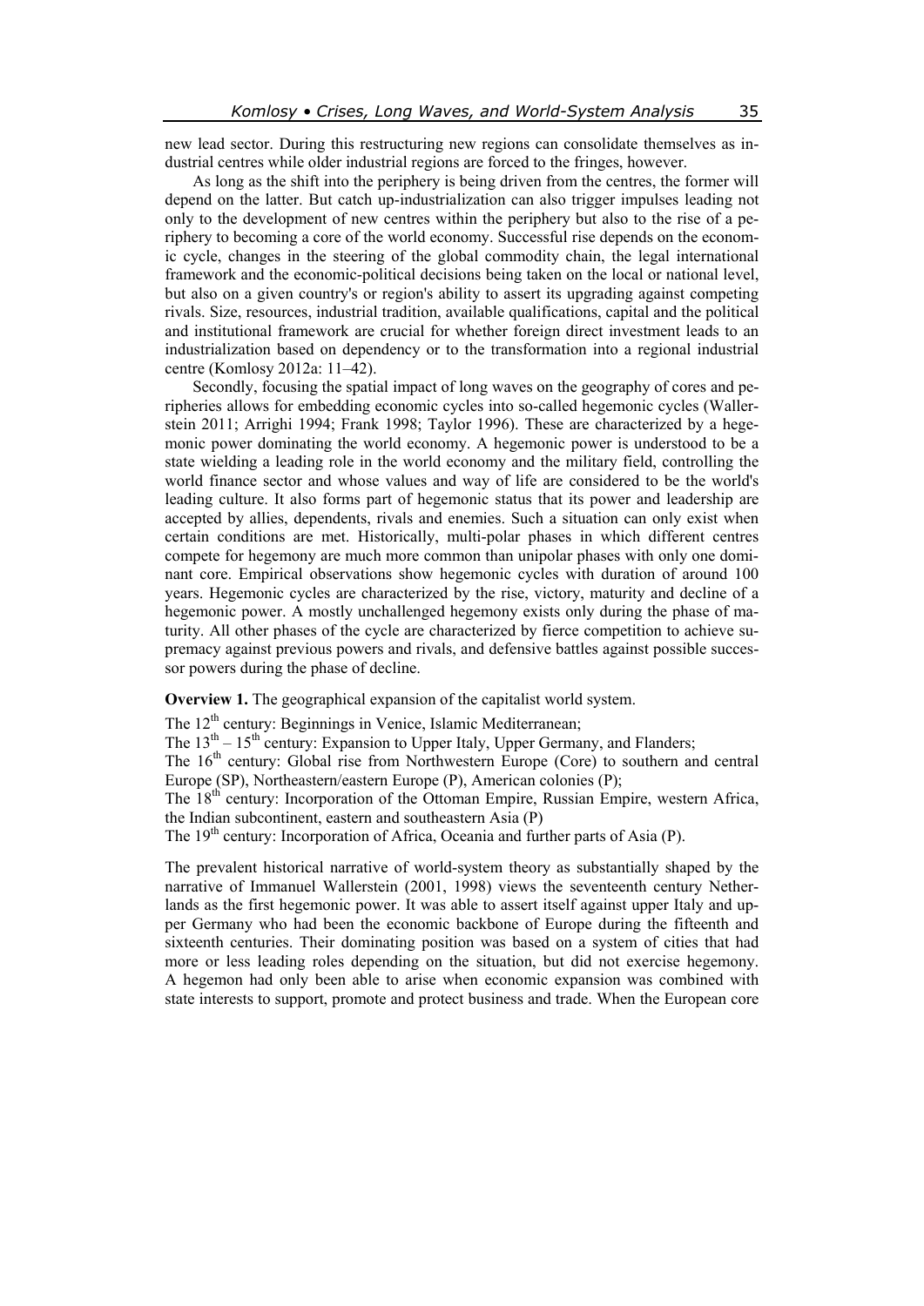new lead sector. During this restructuring new regions can consolidate themselves as industrial centres while older industrial regions are forced to the fringes, however.

As long as the shift into the periphery is being driven from the centres, the former will depend on the latter. But catch up-industrialization can also trigger impulses leading not only to the development of new centres within the periphery but also to the rise of a periphery to becoming a core of the world economy. Successful rise depends on the economic cycle, changes in the steering of the global commodity chain, the legal international framework and the economic-political decisions being taken on the local or national level, but also on a given country's or region's ability to assert its upgrading against competing rivals. Size, resources, industrial tradition, available qualifications, capital and the political and institutional framework are crucial for whether foreign direct investment leads to an industrialization based on dependency or to the transformation into a regional industrial centre (Komlosy 2012a: 11–42).

Secondly, focusing the spatial impact of long waves on the geography of cores and peripheries allows for embedding economic cycles into so-called hegemonic cycles (Wallerstein 2011; Arrighi 1994; Frank 1998; Taylor 1996). These are characterized by a hegemonic power dominating the world economy. A hegemonic power is understood to be a state wielding a leading role in the world economy and the military field, controlling the world finance sector and whose values and way of life are considered to be the world's leading culture. It also forms part of hegemonic status that its power and leadership are accepted by allies, dependents, rivals and enemies. Such a situation can only exist when certain conditions are met. Historically, multi-polar phases in which different centres compete for hegemony are much more common than unipolar phases with only one dominant core. Empirical observations show hegemonic cycles with duration of around 100 years. Hegemonic cycles are characterized by the rise, victory, maturity and decline of a hegemonic power. A mostly unchallenged hegemony exists only during the phase of maturity. All other phases of the cycle are characterized by fierce competition to achieve supremacy against previous powers and rivals, and defensive battles against possible successor powers during the phase of decline.

**Overview 1.** The geographical expansion of the capitalist world system.

The 12th century: Beginnings in Venice, Islamic Mediterranean;

The 13th – 15th century: Expansion to Upper Italy, Upper Germany, and Flanders;

The 16th century: Global rise from Northwestern Europe (Core) to southern and central Europe (SP), Northeastern/eastern Europe (P), American colonies (P);

The 18th century: Incorporation of the Ottoman Empire, Russian Empire, western Africa, the Indian subcontinent, eastern and southeastern Asia (P)

The 19th century: Incorporation of Africa, Oceania and further parts of Asia (P).

The prevalent historical narrative of world-system theory as substantially shaped by the narrative of Immanuel Wallerstein (2001, 1998) views the seventeenth century Netherlands as the first hegemonic power. It was able to assert itself against upper Italy and upper Germany who had been the economic backbone of Europe during the fifteenth and sixteenth centuries. Their dominating position was based on a system of cities that had more or less leading roles depending on the situation, but did not exercise hegemony. A hegemon had only been able to arise when economic expansion was combined with state interests to support, promote and protect business and trade. When the European core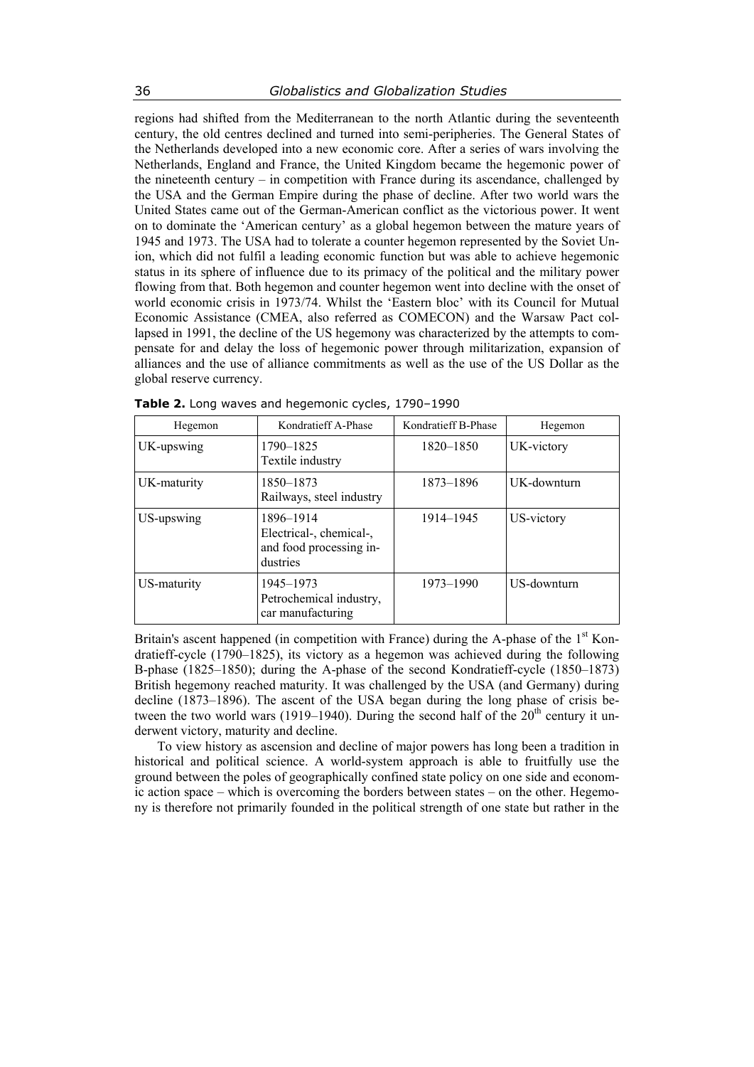regions had shifted from the Mediterranean to the north Atlantic during the seventeenth century, the old centres declined and turned into semi-peripheries. The General States of the Netherlands developed into a new economic core. After a series of wars involving the Netherlands, England and France, the United Kingdom became the hegemonic power of the nineteenth century – in competition with France during its ascendance, challenged by the USA and the German Empire during the phase of decline. After two world wars the United States came out of the German-American conflict as the victorious power. It went on to dominate the 'American century' as a global hegemon between the mature years of 1945 and 1973. The USA had to tolerate a counter hegemon represented by the Soviet Union, which did not fulfil a leading economic function but was able to achieve hegemonic status in its sphere of influence due to its primacy of the political and the military power flowing from that. Both hegemon and counter hegemon went into decline with the onset of world economic crisis in 1973/74. Whilst the 'Eastern bloc' with its Council for Mutual Economic Assistance (CMEA, also referred as COMECON) and the Warsaw Pact collapsed in 1991, the decline of the US hegemony was characterized by the attempts to compensate for and delay the loss of hegemonic power through militarization, expansion of alliances and the use of alliance commitments as well as the use of the US Dollar as the global reserve currency.

**Table 2.** Long waves and hegemonic cycles, 1790–1990

| Hegemon | Kondratieff A-Phase | Kondratieff B-Phase | Hegemon |
|---|---|---|---|
| UK-upswing | 1790–1825 Textile industry | 1820–1850 | UK-victory |
| UK-maturity | 1850–1873 Railways, steel industry | 1873–1896 | UK-downturn |
| US-upswing | 1896–1914 Electrical-, chemical-, and food processing industries | 1914–1945 | US-victory |
| US-maturity | 1945–1973 Petrochemical industry, car manufacturing | 1973–1990 | US-downturn |

Britain's ascent happened (in competition with France) during the A-phase of the 1st Kondratieff-cycle (1790–1825), its victory as a hegemon was achieved during the following B-phase (1825–1850); during the A-phase of the second Kondratieff-cycle (1850–1873) British hegemony reached maturity. It was challenged by the USA (and Germany) during decline (1873–1896). The ascent of the USA began during the long phase of crisis between the two world wars (1919–1940). During the second half of the 20th century it underwent victory, maturity and decline.

To view history as ascension and decline of major powers has long been a tradition in historical and political science. A world-system approach is able to fruitfully use the ground between the poles of geographically confined state policy on one side and economic action space – which is overcoming the borders between states – on the other. Hegemony is therefore not primarily founded in the political strength of one state but rather in the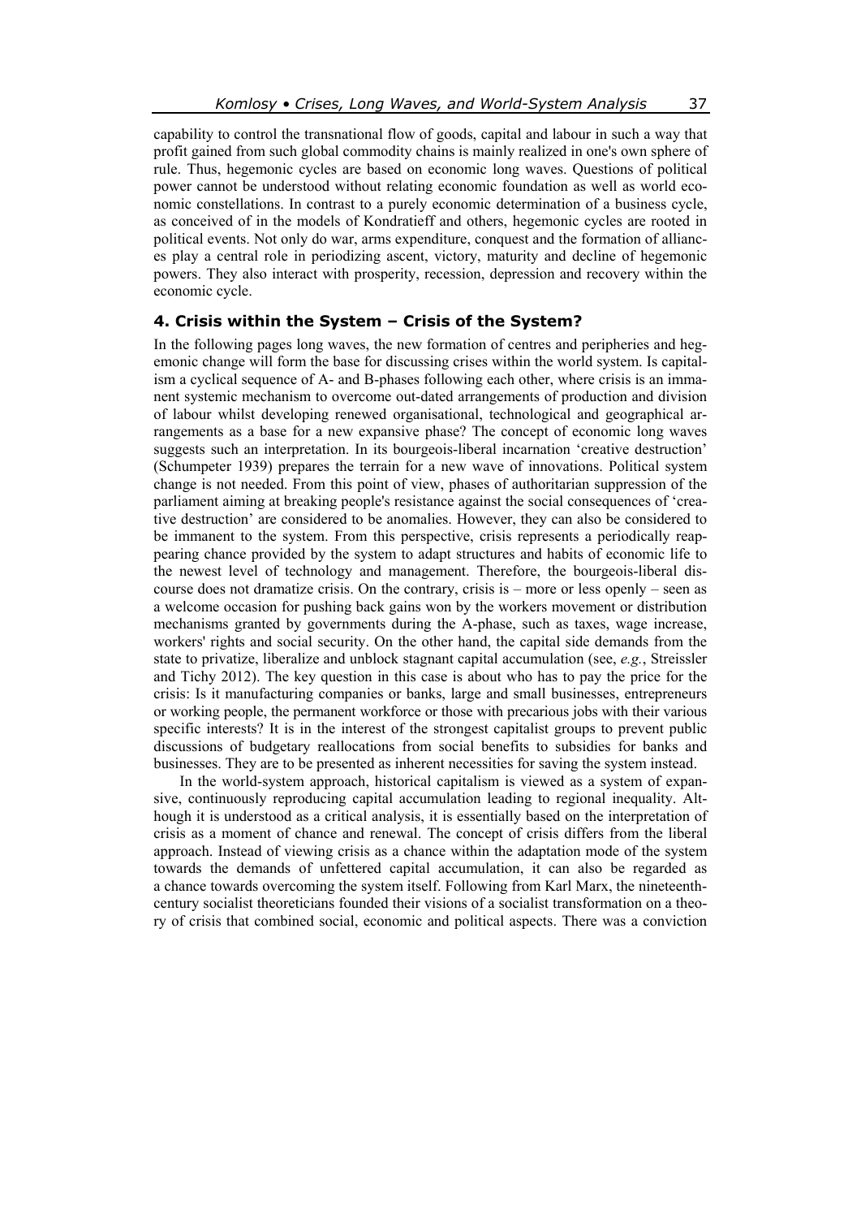capability to control the transnational flow of goods, capital and labour in such a way that profit gained from such global commodity chains is mainly realized in one's own sphere of rule. Thus, hegemonic cycles are based on economic long waves. Questions of political power cannot be understood without relating economic foundation as well as world economic constellations. In contrast to a purely economic determination of a business cycle, as conceived of in the models of Kondratieff and others, hegemonic cycles are rooted in political events. Not only do war, arms expenditure, conquest and the formation of alliances play a central role in periodizing ascent, victory, maturity and decline of hegemonic powers. They also interact with prosperity, recession, depression and recovery within the economic cycle.

## 4. Crisis within the System – Crisis of the System?

In the following pages long waves, the new formation of centres and peripheries and hegemonic change will form the base for discussing crises within the world system. Is capitalism a cyclical sequence of A- and B-phases following each other, where crisis is an immanent systemic mechanism to overcome out-dated arrangements of production and division of labour whilst developing renewed organisational, technological and geographical arrangements as a base for a new expansive phase? The concept of economic long waves suggests such an interpretation. In its bourgeois-liberal incarnation 'creative destruction' (Schumpeter 1939) prepares the terrain for a new wave of innovations. Political system change is not needed. From this point of view, phases of authoritarian suppression of the parliament aiming at breaking people's resistance against the social consequences of 'creative destruction' are considered to be anomalies. However, they can also be considered to be immanent to the system. From this perspective, crisis represents a periodically reappearing chance provided by the system to adapt structures and habits of economic life to the newest level of technology and management. Therefore, the bourgeois-liberal discourse does not dramatize crisis. On the contrary, crisis is – more or less openly – seen as a welcome occasion for pushing back gains won by the workers movement or distribution mechanisms granted by governments during the A-phase, such as taxes, wage increase, workers' rights and social security. On the other hand, the capital side demands from the state to privatize, liberalize and unblock stagnant capital accumulation (see, *e.g.*, Streissler and Tichy 2012). The key question in this case is about who has to pay the price for the crisis: Is it manufacturing companies or banks, large and small businesses, entrepreneurs or working people, the permanent workforce or those with precarious jobs with their various specific interests? It is in the interest of the strongest capitalist groups to prevent public discussions of budgetary reallocations from social benefits to subsidies for banks and businesses. They are to be presented as inherent necessities for saving the system instead.

In the world-system approach, historical capitalism is viewed as a system of expansive, continuously reproducing capital accumulation leading to regional inequality. Although it is understood as a critical analysis, it is essentially based on the interpretation of crisis as a moment of chance and renewal. The concept of crisis differs from the liberal approach. Instead of viewing crisis as a chance within the adaptation mode of the system towards the demands of unfettered capital accumulation, it can also be regarded as a chance towards overcoming the system itself. Following from Karl Marx, the nineteenth-century socialist theoreticians founded their visions of a socialist transformation on a theory of crisis that combined social, economic and political aspects. There was a conviction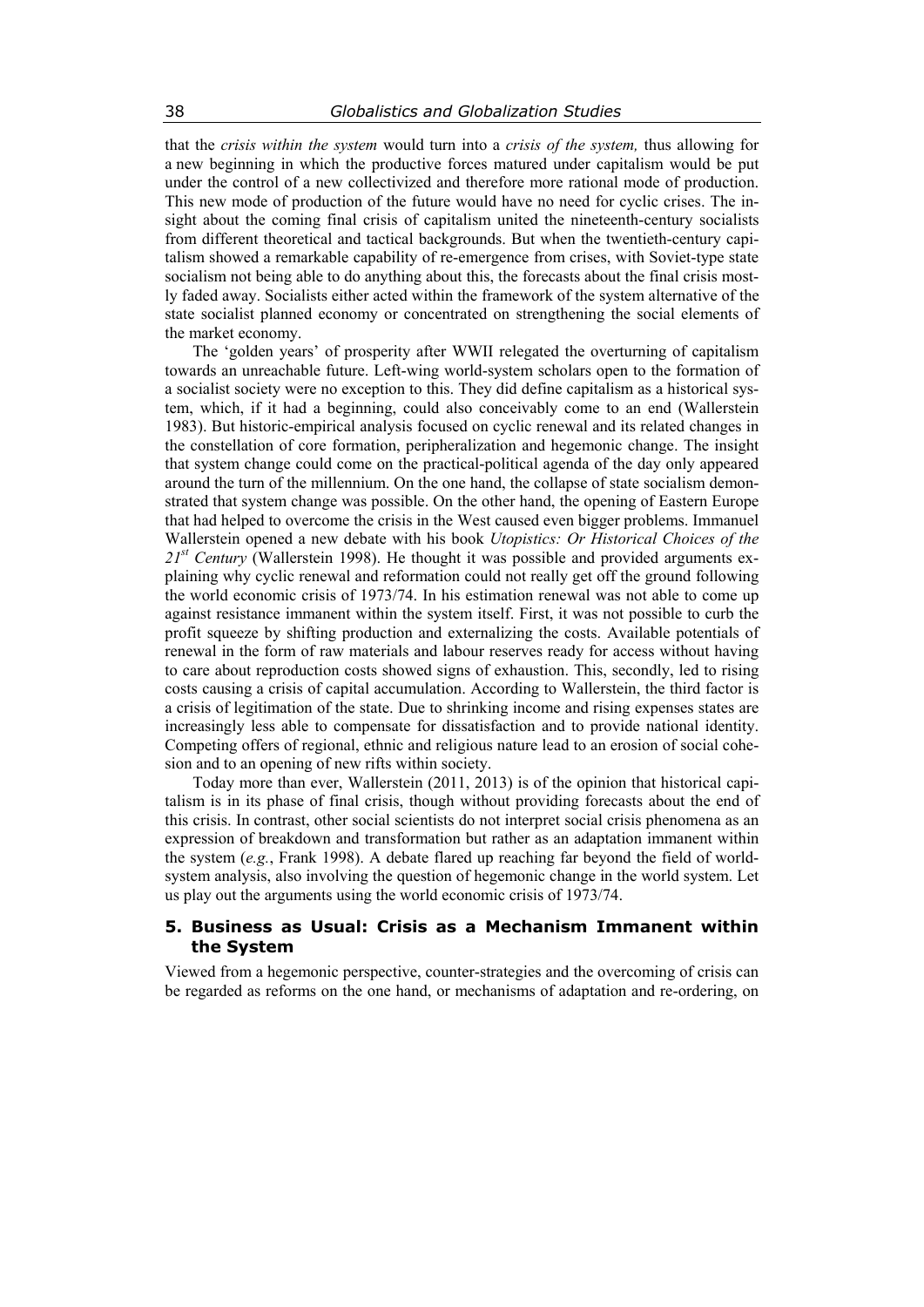that the *crisis within the system* would turn into a *crisis of the system,* thus allowing for a new beginning in which the productive forces matured under capitalism would be put under the control of a new collectivized and therefore more rational mode of production. This new mode of production of the future would have no need for cyclic crises. The insight about the coming final crisis of capitalism united the nineteenth-century socialists from different theoretical and tactical backgrounds. But when the twentieth-century capitalism showed a remarkable capability of re-emergence from crises, with Soviet-type state socialism not being able to do anything about this, the forecasts about the final crisis mostly faded away. Socialists either acted within the framework of the system alternative of the state socialist planned economy or concentrated on strengthening the social elements of the market economy.

The 'golden years' of prosperity after WWII relegated the overturning of capitalism towards an unreachable future. Left-wing world-system scholars open to the formation of a socialist society were no exception to this. They did define capitalism as a historical system, which, if it had a beginning, could also conceivably come to an end (Wallerstein 1983). But historic-empirical analysis focused on cyclic renewal and its related changes in the constellation of core formation, peripheralization and hegemonic change. The insight that system change could come on the practical-political agenda of the day only appeared around the turn of the millennium. On the one hand, the collapse of state socialism demonstrated that system change was possible. On the other hand, the opening of Eastern Europe that had helped to overcome the crisis in the West caused even bigger problems. Immanuel Wallerstein opened a new debate with his book *Utopistics: Or Historical Choices of the 21st Century* (Wallerstein 1998). He thought it was possible and provided arguments explaining why cyclic renewal and reformation could not really get off the ground following the world economic crisis of 1973/74. In his estimation renewal was not able to come up against resistance immanent within the system itself. First, it was not possible to curb the profit squeeze by shifting production and externalizing the costs. Available potentials of renewal in the form of raw materials and labour reserves ready for access without having to care about reproduction costs showed signs of exhaustion. This, secondly, led to rising costs causing a crisis of capital accumulation. According to Wallerstein, the third factor is a crisis of legitimation of the state. Due to shrinking income and rising expenses states are increasingly less able to compensate for dissatisfaction and to provide national identity. Competing offers of regional, ethnic and religious nature lead to an erosion of social cohesion and to an opening of new rifts within society.

Today more than ever, Wallerstein (2011, 2013) is of the opinion that historical capitalism is in its phase of final crisis, though without providing forecasts about the end of this crisis. In contrast, other social scientists do not interpret social crisis phenomena as an expression of breakdown and transformation but rather as an adaptation immanent within the system (*e.g.*, Frank 1998). A debate flared up reaching far beyond the field of world-system analysis, also involving the question of hegemonic change in the world system. Let us play out the arguments using the world economic crisis of 1973/74.

## 5. Business as Usual: Crisis as a Mechanism Immanent within the System

Viewed from a hegemonic perspective, counter-strategies and the overcoming of crisis can be regarded as reforms on the one hand, or mechanisms of adaptation and re-ordering, on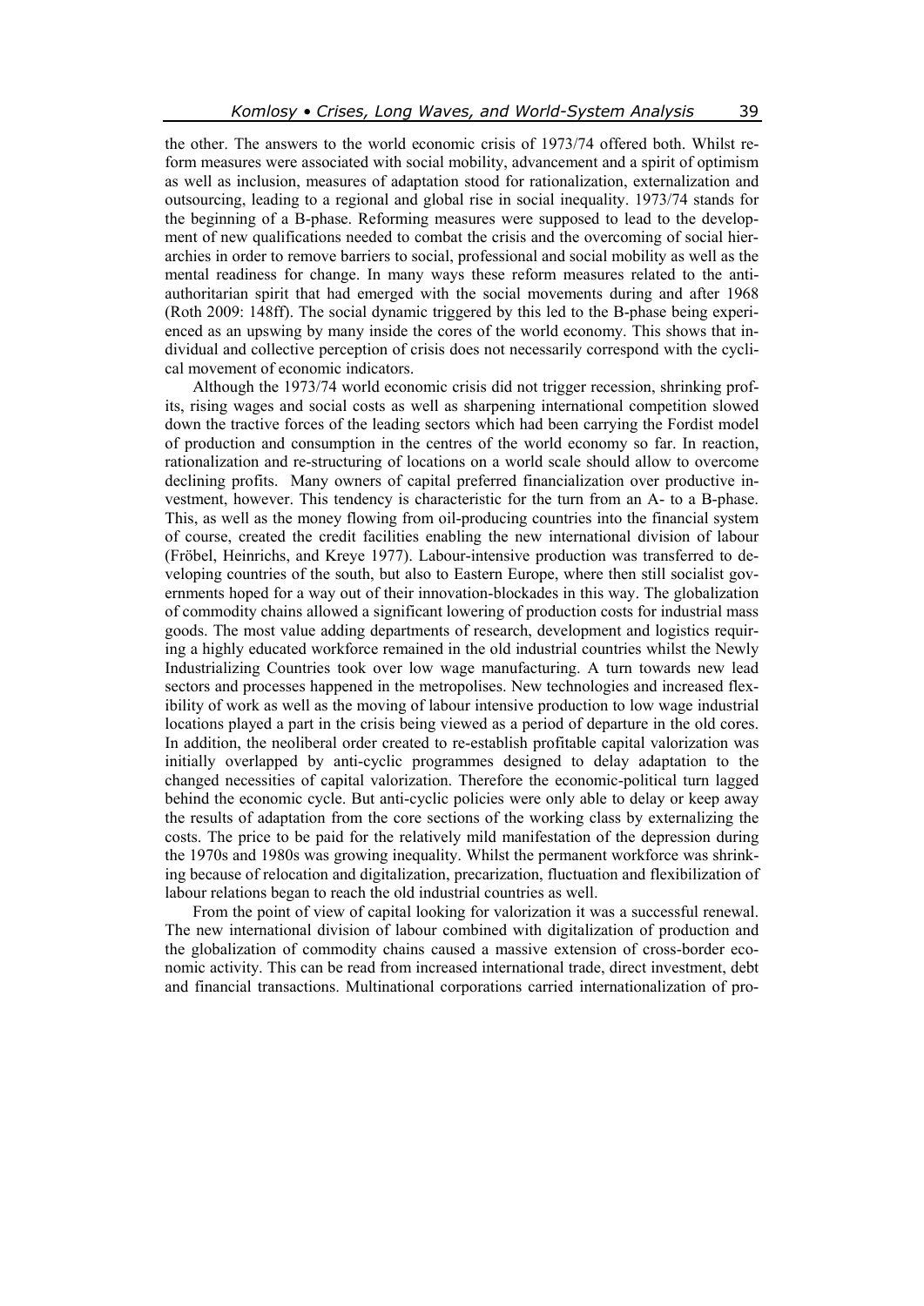the other. The answers to the world economic crisis of 1973/74 offered both. Whilst reform measures were associated with social mobility, advancement and a spirit of optimism as well as inclusion, measures of adaptation stood for rationalization, externalization and outsourcing, leading to a regional and global rise in social inequality. 1973/74 stands for the beginning of a B-phase. Reforming measures were supposed to lead to the development of new qualifications needed to combat the crisis and the overcoming of social hierarchies in order to remove barriers to social, professional and social mobility as well as the mental readiness for change. In many ways these reform measures related to the anti-authoritarian spirit that had emerged with the social movements during and after 1968 (Roth 2009: 148ff). The social dynamic triggered by this led to the B-phase being experienced as an upswing by many inside the cores of the world economy. This shows that individual and collective perception of crisis does not necessarily correspond with the cyclical movement of economic indicators.

Although the 1973/74 world economic crisis did not trigger recession, shrinking profits, rising wages and social costs as well as sharpening international competition slowed down the tractive forces of the leading sectors which had been carrying the Fordist model of production and consumption in the centres of the world economy so far. In reaction, rationalization and re-structuring of locations on a world scale should allow to overcome declining profits. Many owners of capital preferred financialization over productive investment, however. This tendency is characteristic for the turn from an A- to a B-phase. This, as well as the money flowing from oil-producing countries into the financial system of course, created the credit facilities enabling the new international division of labour (Fröbel, Heinrichs, and Kreye 1977). Labour-intensive production was transferred to developing countries of the south, but also to Eastern Europe, where then still socialist governments hoped for a way out of their innovation-blockades in this way. The globalization of commodity chains allowed a significant lowering of production costs for industrial mass goods. The most value adding departments of research, development and logistics requiring a highly educated workforce remained in the old industrial countries whilst the Newly Industrializing Countries took over low wage manufacturing. A turn towards new lead sectors and processes happened in the metropolises. New technologies and increased flexibility of work as well as the moving of labour intensive production to low wage industrial locations played a part in the crisis being viewed as a period of departure in the old cores. In addition, the neoliberal order created to re-establish profitable capital valorization was initially overlapped by anti-cyclic programmes designed to delay adaptation to the changed necessities of capital valorization. Therefore the economic-political turn lagged behind the economic cycle. But anti-cyclic policies were only able to delay or keep away the results of adaptation from the core sections of the working class by externalizing the costs. The price to be paid for the relatively mild manifestation of the depression during the 1970s and 1980s was growing inequality. Whilst the permanent workforce was shrinking because of relocation and digitalization, precarization, fluctuation and flexibilization of labour relations began to reach the old industrial countries as well.

From the point of view of capital looking for valorization it was a successful renewal. The new international division of labour combined with digitalization of production and the globalization of commodity chains caused a massive extension of cross-border economic activity. This can be read from increased international trade, direct investment, debt and financial transactions. Multinational corporations carried internationalization of pro-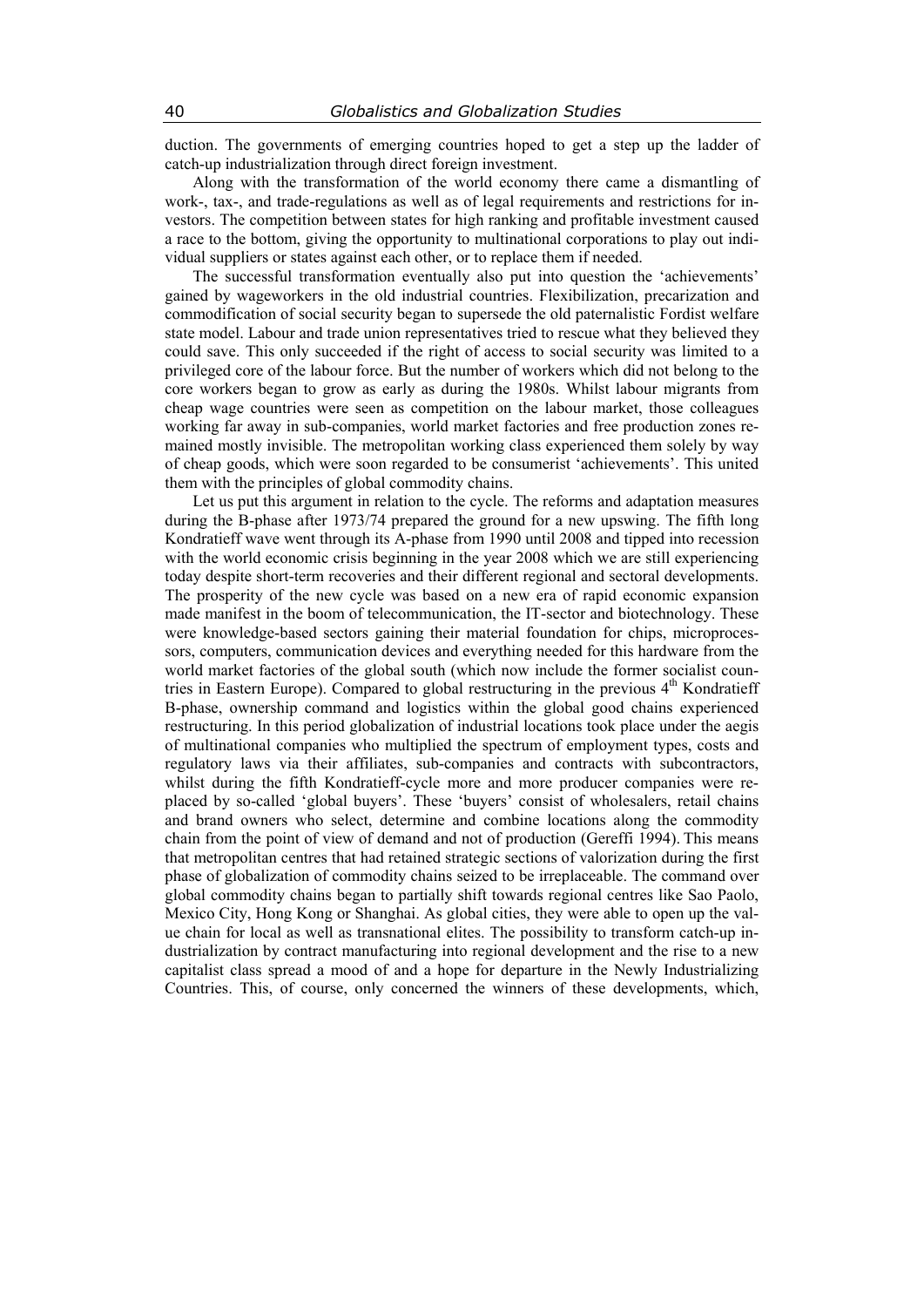duction. The governments of emerging countries hoped to get a step up the ladder of catch-up industrialization through direct foreign investment.

Along with the transformation of the world economy there came a dismantling of work-, tax-, and trade-regulations as well as of legal requirements and restrictions for investors. The competition between states for high ranking and profitable investment caused a race to the bottom, giving the opportunity to multinational corporations to play out individual suppliers or states against each other, or to replace them if needed.

The successful transformation eventually also put into question the 'achievements' gained by wageworkers in the old industrial countries. Flexibilization, precarization and commodification of social security began to supersede the old paternalistic Fordist welfare state model. Labour and trade union representatives tried to rescue what they believed they could save. This only succeeded if the right of access to social security was limited to a privileged core of the labour force. But the number of workers which did not belong to the core workers began to grow as early as during the 1980s. Whilst labour migrants from cheap wage countries were seen as competition on the labour market, those colleagues working far away in sub-companies, world market factories and free production zones remained mostly invisible. The metropolitan working class experienced them solely by way of cheap goods, which were soon regarded to be consumerist 'achievements'. This united them with the principles of global commodity chains.

Let us put this argument in relation to the cycle. The reforms and adaptation measures during the B-phase after 1973/74 prepared the ground for a new upswing. The fifth long Kondratieff wave went through its A-phase from 1990 until 2008 and tipped into recession with the world economic crisis beginning in the year 2008 which we are still experiencing today despite short-term recoveries and their different regional and sectoral developments. The prosperity of the new cycle was based on a new era of rapid economic expansion made manifest in the boom of telecommunication, the IT-sector and biotechnology. These were knowledge-based sectors gaining their material foundation for chips, microprocessors, computers, communication devices and everything needed for this hardware from the world market factories of the global south (which now include the former socialist countries in Eastern Europe). Compared to global restructuring in the previous 4th Kondratieff B-phase, ownership command and logistics within the global good chains experienced restructuring. In this period globalization of industrial locations took place under the aegis of multinational companies who multiplied the spectrum of employment types, costs and regulatory laws via their affiliates, sub-companies and contracts with subcontractors, whilst during the fifth Kondratieff-cycle more and more producer companies were replaced by so-called 'global buyers'. These 'buyers' consist of wholesalers, retail chains and brand owners who select, determine and combine locations along the commodity chain from the point of view of demand and not of production (Gereffi 1994). This means that metropolitan centres that had retained strategic sections of valorization during the first phase of globalization of commodity chains seized to be irreplaceable. The command over global commodity chains began to partially shift towards regional centres like Sao Paolo, Mexico City, Hong Kong or Shanghai. As global cities, they were able to open up the value chain for local as well as transnational elites. The possibility to transform catch-up industrialization by contract manufacturing into regional development and the rise to a new capitalist class spread a mood of and a hope for departure in the Newly Industrializing Countries. This, of course, only concerned the winners of these developments, which,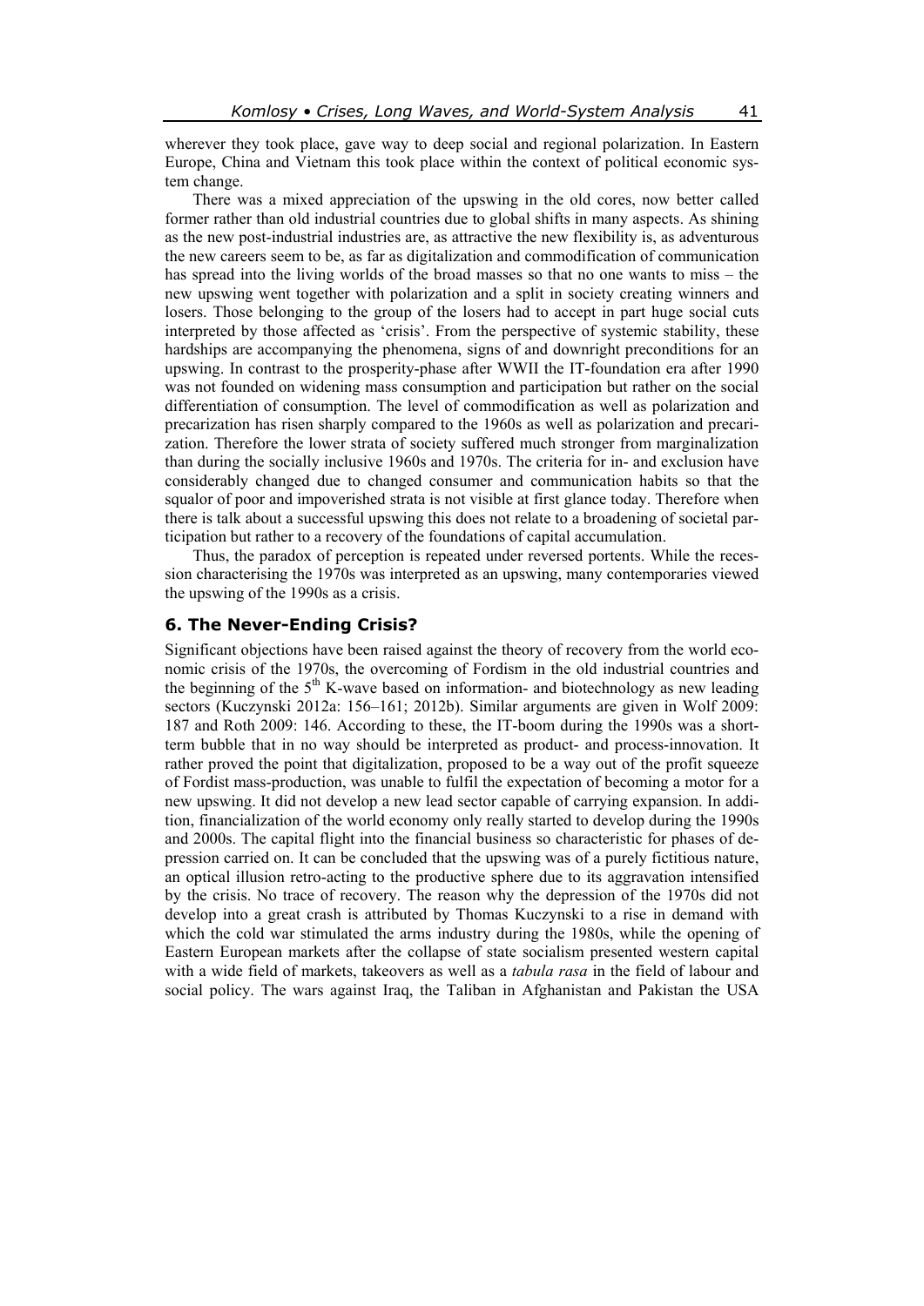wherever they took place, gave way to deep social and regional polarization. In Eastern Europe, China and Vietnam this took place within the context of political economic system change.

There was a mixed appreciation of the upswing in the old cores, now better called former rather than old industrial countries due to global shifts in many aspects. As shining as the new post-industrial industries are, as attractive the new flexibility is, as adventurous the new careers seem to be, as far as digitalization and commodification of communication has spread into the living worlds of the broad masses so that no one wants to miss – the new upswing went together with polarization and a split in society creating winners and losers. Those belonging to the group of the losers had to accept in part huge social cuts interpreted by those affected as 'crisis'. From the perspective of systemic stability, these hardships are accompanying the phenomena, signs of and downright preconditions for an upswing. In contrast to the prosperity-phase after WWII the IT-foundation era after 1990 was not founded on widening mass consumption and participation but rather on the social differentiation of consumption. The level of commodification as well as polarization and precarization has risen sharply compared to the 1960s as well as polarization and precarization. Therefore the lower strata of society suffered much stronger from marginalization than during the socially inclusive 1960s and 1970s. The criteria for in- and exclusion have considerably changed due to changed consumer and communication habits so that the squalor of poor and impoverished strata is not visible at first glance today. Therefore when there is talk about a successful upswing this does not relate to a broadening of societal participation but rather to a recovery of the foundations of capital accumulation.

Thus, the paradox of perception is repeated under reversed portents. While the recession characterising the 1970s was interpreted as an upswing, many contemporaries viewed the upswing of the 1990s as a crisis.

## 6. The Never-Ending Crisis?

Significant objections have been raised against the theory of recovery from the world economic crisis of the 1970s, the overcoming of Fordism in the old industrial countries and the beginning of the 5th K-wave based on information- and biotechnology as new leading sectors (Kuczynski 2012a: 156–161; 2012b). Similar arguments are given in Wolf 2009: 187 and Roth 2009: 146. According to these, the IT-boom during the 1990s was a short-term bubble that in no way should be interpreted as product- and process-innovation. It rather proved the point that digitalization, proposed to be a way out of the profit squeeze of Fordist mass-production, was unable to fulfil the expectation of becoming a motor for a new upswing. It did not develop a new lead sector capable of carrying expansion. In addition, financialization of the world economy only really started to develop during the 1990s and 2000s. The capital flight into the financial business so characteristic for phases of depression carried on. It can be concluded that the upswing was of a purely fictitious nature, an optical illusion retro-acting to the productive sphere due to its aggravation intensified by the crisis. No trace of recovery. The reason why the depression of the 1970s did not develop into a great crash is attributed by Thomas Kuczynski to a rise in demand with which the cold war stimulated the arms industry during the 1980s, while the opening of Eastern European markets after the collapse of state socialism presented western capital with a wide field of markets, takeovers as well as a *tabula rasa* in the field of labour and social policy. The wars against Iraq, the Taliban in Afghanistan and Pakistan the USA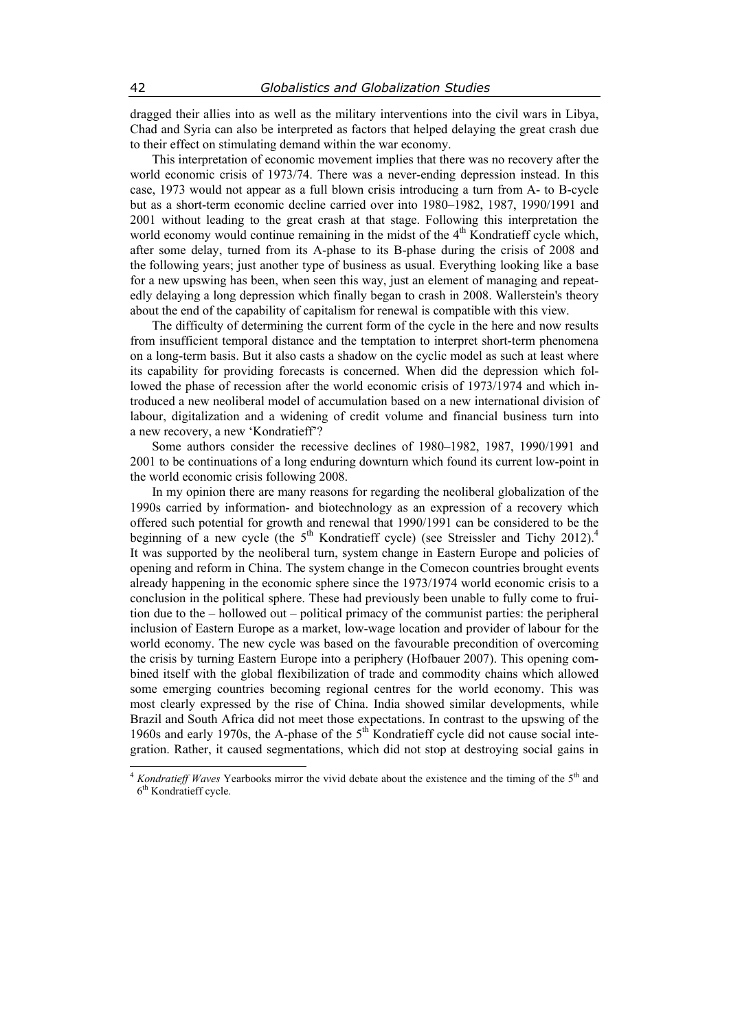dragged their allies into as well as the military interventions into the civil wars in Libya, Chad and Syria can also be interpreted as factors that helped delaying the great crash due to their effect on stimulating demand within the war economy.

This interpretation of economic movement implies that there was no recovery after the world economic crisis of 1973/74. There was a never-ending depression instead. In this case, 1973 would not appear as a full blown crisis introducing a turn from A- to B-cycle but as a short-term economic decline carried over into 1980–1982, 1987, 1990/1991 and 2001 without leading to the great crash at that stage. Following this interpretation the world economy would continue remaining in the midst of the 4th Kondratieff cycle which, after some delay, turned from its A-phase to its B-phase during the crisis of 2008 and the following years; just another type of business as usual. Everything looking like a base for a new upswing has been, when seen this way, just an element of managing and repeatedly delaying a long depression which finally began to crash in 2008. Wallerstein's theory about the end of the capability of capitalism for renewal is compatible with this view.

The difficulty of determining the current form of the cycle in the here and now results from insufficient temporal distance and the temptation to interpret short-term phenomena on a long-term basis. But it also casts a shadow on the cyclic model as such at least where its capability for providing forecasts is concerned. When did the depression which followed the phase of recession after the world economic crisis of 1973/1974 and which introduced a new neoliberal model of accumulation based on a new international division of labour, digitalization and a widening of credit volume and financial business turn into a new recovery, a new 'Kondratieff'?

Some authors consider the recessive declines of 1980–1982, 1987, 1990/1991 and 2001 to be continuations of a long enduring downturn which found its current low-point in the world economic crisis following 2008.

In my opinion there are many reasons for regarding the neoliberal globalization of the 1990s carried by information- and biotechnology as an expression of a recovery which offered such potential for growth and renewal that 1990/1991 can be considered to be the beginning of a new cycle (the 5th Kondratieff cycle) (see Streissler and Tichy 2012).[4] It was supported by the neoliberal turn, system change in Eastern Europe and policies of opening and reform in China. The system change in the Comecon countries brought events already happening in the economic sphere since the 1973/1974 world economic crisis to a conclusion in the political sphere. These had previously been unable to fully come to fruition due to the – hollowed out – political primacy of the communist parties: the peripheral inclusion of Eastern Europe as a market, low-wage location and provider of labour for the world economy. The new cycle was based on the favourable precondition of overcoming the crisis by turning Eastern Europe into a periphery (Hofbauer 2007). This opening combined itself with the global flexibilization of trade and commodity chains which allowed some emerging countries becoming regional centres for the world economy. This was most clearly expressed by the rise of China. India showed similar developments, while Brazil and South Africa did not meet those expectations. In contrast to the upswing of the 1960s and early 1970s, the A-phase of the 5th Kondratieff cycle did not cause social integration. Rather, it caused segmentations, which did not stop at destroying social gains in

[4] *Kondratieff Waves* Yearbooks mirror the vivid debate about the existence and the timing of the 5th and 6th Kondratieff cycle.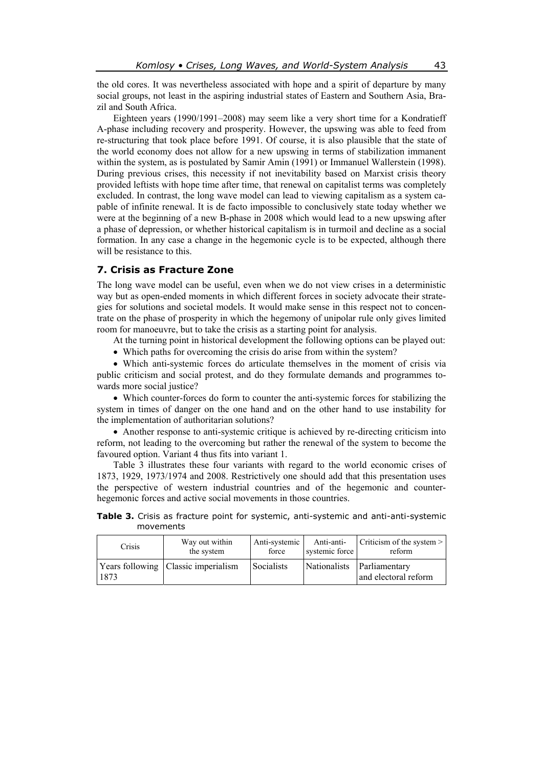the old cores. It was nevertheless associated with hope and a spirit of departure by many social groups, not least in the aspiring industrial states of Eastern and Southern Asia, Brazil and South Africa.

Eighteen years (1990/1991–2008) may seem like a very short time for a Kondratieff A-phase including recovery and prosperity. However, the upswing was able to feed from re-structuring that took place before 1991. Of course, it is also plausible that the state of the world economy does not allow for a new upswing in terms of stabilization immanent within the system, as is postulated by Samir Amin (1991) or Immanuel Wallerstein (1998). During previous crises, this necessity if not inevitability based on Marxist crisis theory provided leftists with hope time after time, that renewal on capitalist terms was completely excluded. In contrast, the long wave model can lead to viewing capitalism as a system capable of infinite renewal. It is de facto impossible to conclusively state today whether we were at the beginning of a new B-phase in 2008 which would lead to a new upswing after a phase of depression, or whether historical capitalism is in turmoil and decline as a social formation. In any case a change in the hegemonic cycle is to be expected, although there will be resistance to this.

## 7. Crisis as Fracture Zone

The long wave model can be useful, even when we do not view crises in a deterministic way but as open-ended moments in which different forces in society advocate their strategies for solutions and societal models. It would make sense in this respect not to concentrate on the phase of prosperity in which the hegemony of unipolar rule only gives limited room for manoeuvre, but to take the crisis as a starting point for analysis.

At the turning point in historical development the following options can be played out:

- Which paths for overcoming the crisis do arise from within the system?
- Which anti-systemic forces do articulate themselves in the moment of crisis via public criticism and social protest, and do they formulate demands and programmes towards more social justice?
- Which counter-forces do form to counter the anti-systemic forces for stabilizing the system in times of danger on the one hand and on the other hand to use instability for the implementation of authoritarian solutions?
- Another response to anti-systemic critique is achieved by re-directing criticism into reform, not leading to the overcoming but rather the renewal of the system to become the favoured option. Variant 4 thus fits into variant 1.

Table 3 illustrates these four variants with regard to the world economic crises of 1873, 1929, 1973/1974 and 2008. Restrictively one should add that this presentation uses the perspective of western industrial countries and of the hegemonic and counter-hegemonic forces and active social movements in those countries.

**Table 3.** Crisis as fracture point for systemic, anti-systemic and anti-anti-systemic movements

| Crisis | Way out within the system | Anti-systemic force | Anti-anti-systemic force | Criticism of the system > reform |
|---|---|---|---|---|
| Years following 1873 | Classic imperialism | Socialists | Nationalists | Parliamentary and electoral reform |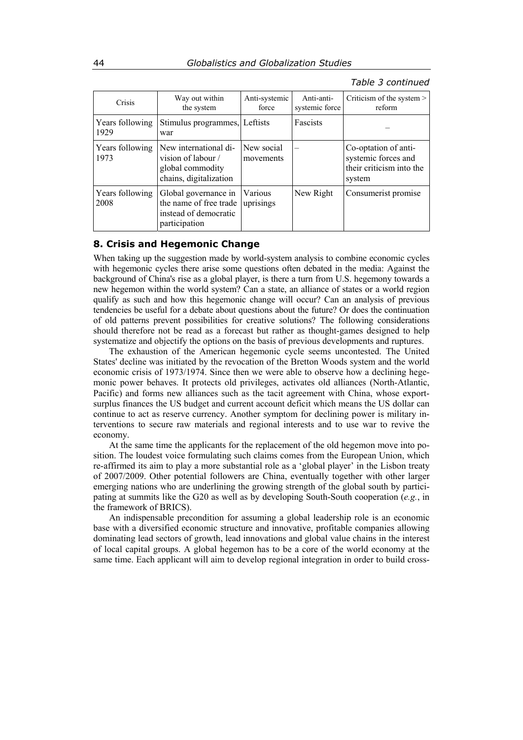*Table 3 continued*

| Crisis | Way out within the system | Anti-systemic force | Anti-anti-systemic force | Criticism of the system > reform |
|---|---|---|---|---|
| Years following 1929 | Stimulus programmes, war | Leftists | Fascists | – |
| Years following 1973 | New international division of labour / global commodity chains, digitalization | New social movements | – | Co-optation of anti-systemic forces and their criticism into the system |
| Years following 2008 | Global governance in the name of free trade instead of democratic participation | Various uprisings | New Right | Consumerist promise |

## 8. Crisis and Hegemonic Change

When taking up the suggestion made by world-system analysis to combine economic cycles with hegemonic cycles there arise some questions often debated in the media: Against the background of China's rise as a global player, is there a turn from U.S. hegemony towards a new hegemon within the world system? Can a state, an alliance of states or a world region qualify as such and how this hegemonic change will occur? Can an analysis of previous tendencies be useful for a debate about questions about the future? Or does the continuation of old patterns prevent possibilities for creative solutions? The following considerations should therefore not be read as a forecast but rather as thought-games designed to help systematize and objectify the options on the basis of previous developments and ruptures.

The exhaustion of the American hegemonic cycle seems uncontested. The United States' decline was initiated by the revocation of the Bretton Woods system and the world economic crisis of 1973/1974. Since then we were able to observe how a declining hegemonic power behaves. It protects old privileges, activates old alliances (North-Atlantic, Pacific) and forms new alliances such as the tacit agreement with China, whose export-surplus finances the US budget and current account deficit which means the US dollar can continue to act as reserve currency. Another symptom for declining power is military interventions to secure raw materials and regional interests and to use war to revive the economy.

At the same time the applicants for the replacement of the old hegemon move into position. The loudest voice formulating such claims comes from the European Union, which re-affirmed its aim to play a more substantial role as a 'global player' in the Lisbon treaty of 2007/2009. Other potential followers are China, eventually together with other larger emerging nations who are underlining the growing strength of the global south by participating at summits like the G20 as well as by developing South-South cooperation (*e.g.*, in the framework of BRICS).

An indispensable precondition for assuming a global leadership role is an economic base with a diversified economic structure and innovative, profitable companies allowing dominating lead sectors of growth, lead innovations and global value chains in the interest of local capital groups. A global hegemon has to be a core of the world economy at the same time. Each applicant will aim to develop regional integration in order to build cross-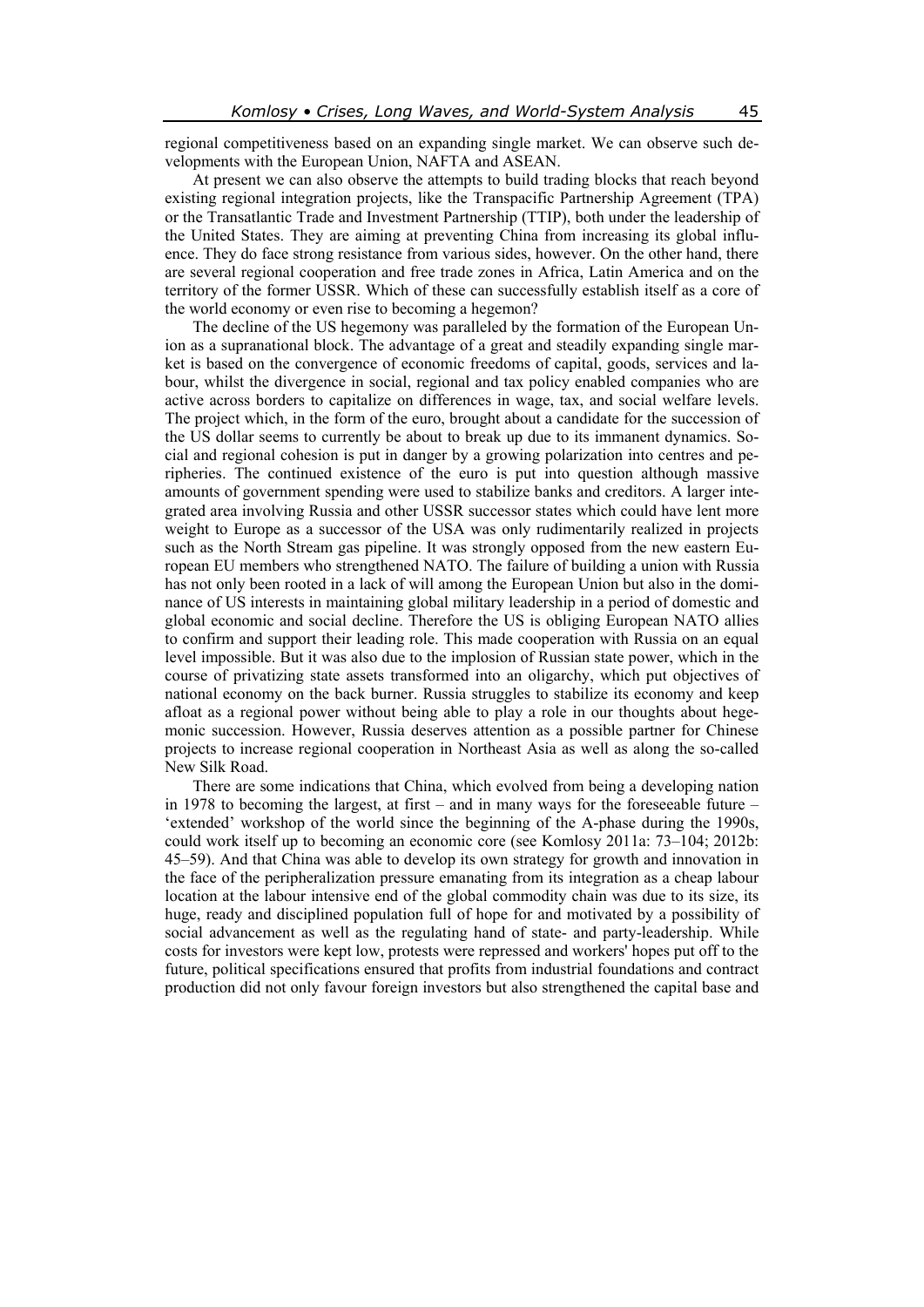regional competitiveness based on an expanding single market. We can observe such developments with the European Union, NAFTA and ASEAN.

At present we can also observe the attempts to build trading blocks that reach beyond existing regional integration projects, like the Transpacific Partnership Agreement (TPA) or the Transatlantic Trade and Investment Partnership (TTIP), both under the leadership of the United States. They are aiming at preventing China from increasing its global influence. They do face strong resistance from various sides, however. On the other hand, there are several regional cooperation and free trade zones in Africa, Latin America and on the territory of the former USSR. Which of these can successfully establish itself as a core of the world economy or even rise to becoming a hegemon?

The decline of the US hegemony was paralleled by the formation of the European Union as a supranational block. The advantage of a great and steadily expanding single market is based on the convergence of economic freedoms of capital, goods, services and labour, whilst the divergence in social, regional and tax policy enabled companies who are active across borders to capitalize on differences in wage, tax, and social welfare levels. The project which, in the form of the euro, brought about a candidate for the succession of the US dollar seems to currently be about to break up due to its immanent dynamics. Social and regional cohesion is put in danger by a growing polarization into centres and peripheries. The continued existence of the euro is put into question although massive amounts of government spending were used to stabilize banks and creditors. A larger integrated area involving Russia and other USSR successor states which could have lent more weight to Europe as a successor of the USA was only rudimentarily realized in projects such as the North Stream gas pipeline. It was strongly opposed from the new eastern European EU members who strengthened NATO. The failure of building a union with Russia has not only been rooted in a lack of will among the European Union but also in the dominance of US interests in maintaining global military leadership in a period of domestic and global economic and social decline. Therefore the US is obliging European NATO allies to confirm and support their leading role. This made cooperation with Russia on an equal level impossible. But it was also due to the implosion of Russian state power, which in the course of privatizing state assets transformed into an oligarchy, which put objectives of national economy on the back burner. Russia struggles to stabilize its economy and keep afloat as a regional power without being able to play a role in our thoughts about hegemonic succession. However, Russia deserves attention as a possible partner for Chinese projects to increase regional cooperation in Northeast Asia as well as along the so-called New Silk Road.

There are some indications that China, which evolved from being a developing nation in 1978 to becoming the largest, at first – and in many ways for the foreseeable future – 'extended' workshop of the world since the beginning of the A-phase during the 1990s, could work itself up to becoming an economic core (see Komlosy 2011a: 73–104; 2012b: 45–59). And that China was able to develop its own strategy for growth and innovation in the face of the peripheralization pressure emanating from its integration as a cheap labour location at the labour intensive end of the global commodity chain was due to its size, its huge, ready and disciplined population full of hope for and motivated by a possibility of social advancement as well as the regulating hand of state- and party-leadership. While costs for investors were kept low, protests were repressed and workers' hopes put off to the future, political specifications ensured that profits from industrial foundations and contract production did not only favour foreign investors but also strengthened the capital base and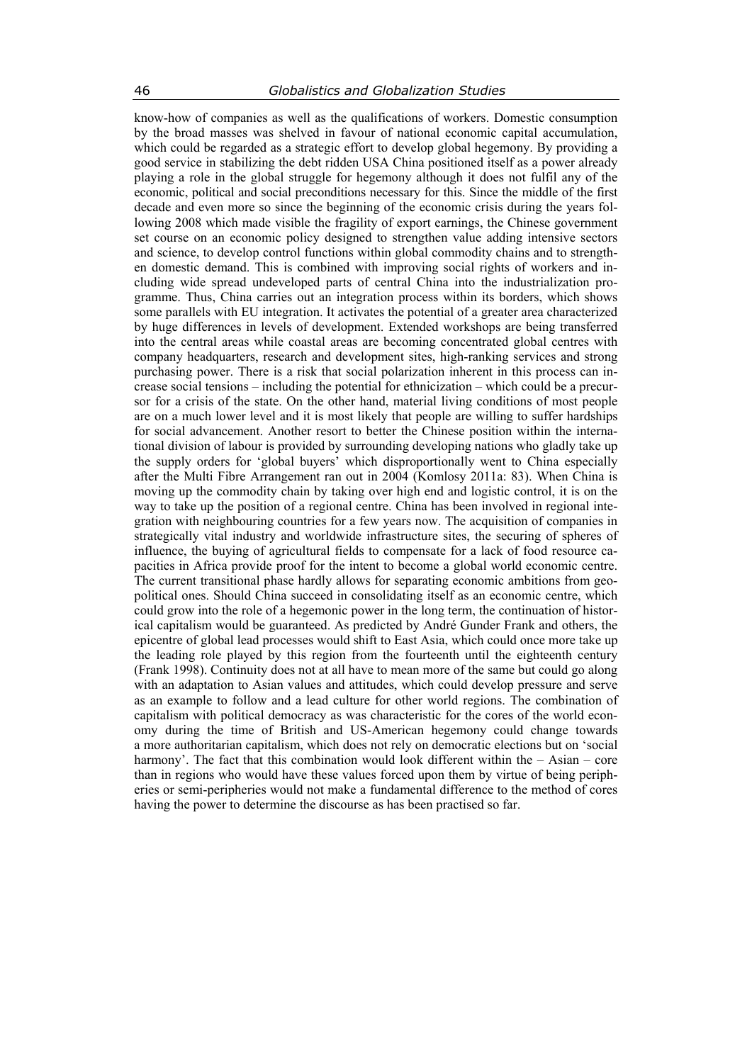know-how of companies as well as the qualifications of workers. Domestic consumption by the broad masses was shelved in favour of national economic capital accumulation, which could be regarded as a strategic effort to develop global hegemony. By providing a good service in stabilizing the debt ridden USA China positioned itself as a power already playing a role in the global struggle for hegemony although it does not fulfil any of the economic, political and social preconditions necessary for this. Since the middle of the first decade and even more so since the beginning of the economic crisis during the years following 2008 which made visible the fragility of export earnings, the Chinese government set course on an economic policy designed to strengthen value adding intensive sectors and science, to develop control functions within global commodity chains and to strengthen domestic demand. This is combined with improving social rights of workers and including wide spread undeveloped parts of central China into the industrialization programme. Thus, China carries out an integration process within its borders, which shows some parallels with EU integration. It activates the potential of a greater area characterized by huge differences in levels of development. Extended workshops are being transferred into the central areas while coastal areas are becoming concentrated global centres with company headquarters, research and development sites, high-ranking services and strong purchasing power. There is a risk that social polarization inherent in this process can increase social tensions – including the potential for ethnicization – which could be a precursor for a crisis of the state. On the other hand, material living conditions of most people are on a much lower level and it is most likely that people are willing to suffer hardships for social advancement. Another resort to better the Chinese position within the international division of labour is provided by surrounding developing nations who gladly take up the supply orders for 'global buyers' which disproportionally went to China especially after the Multi Fibre Arrangement ran out in 2004 (Komlosy 2011a: 83). When China is moving up the commodity chain by taking over high end and logistic control, it is on the way to take up the position of a regional centre. China has been involved in regional integration with neighbouring countries for a few years now. The acquisition of companies in strategically vital industry and worldwide infrastructure sites, the securing of spheres of influence, the buying of agricultural fields to compensate for a lack of food resource capacities in Africa provide proof for the intent to become a global world economic centre. The current transitional phase hardly allows for separating economic ambitions from geopolitical ones. Should China succeed in consolidating itself as an economic centre, which could grow into the role of a hegemonic power in the long term, the continuation of historical capitalism would be guaranteed. As predicted by André Gunder Frank and others, the epicentre of global lead processes would shift to East Asia, which could once more take up the leading role played by this region from the fourteenth until the eighteenth century (Frank 1998). Continuity does not at all have to mean more of the same but could go along with an adaptation to Asian values and attitudes, which could develop pressure and serve as an example to follow and a lead culture for other world regions. The combination of capitalism with political democracy as was characteristic for the cores of the world economy during the time of British and US-American hegemony could change towards a more authoritarian capitalism, which does not rely on democratic elections but on 'social harmony'. The fact that this combination would look different within the – Asian – core than in regions who would have these values forced upon them by virtue of being peripheries or semi-peripheries would not make a fundamental difference to the method of cores having the power to determine the discourse as has been practised so far.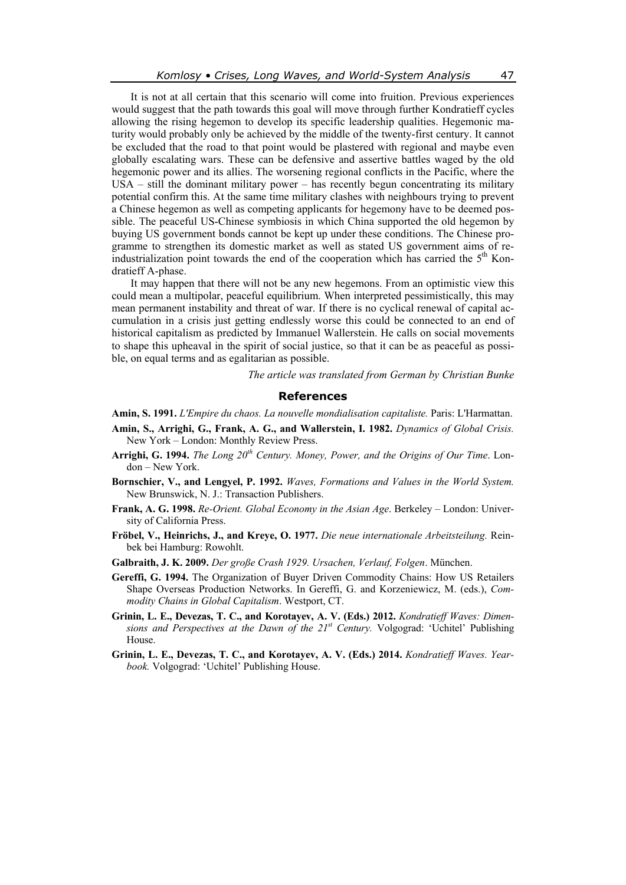It is not at all certain that this scenario will come into fruition. Previous experiences would suggest that the path towards this goal will move through further Kondratieff cycles allowing the rising hegemon to develop its specific leadership qualities. Hegemonic maturity would probably only be achieved by the middle of the twenty-first century. It cannot be excluded that the road to that point would be plastered with regional and maybe even globally escalating wars. These can be defensive and assertive battles waged by the old hegemonic power and its allies. The worsening regional conflicts in the Pacific, where the USA – still the dominant military power – has recently begun concentrating its military potential confirm this. At the same time military clashes with neighbours trying to prevent a Chinese hegemon as well as competing applicants for hegemony have to be deemed possible. The peaceful US-Chinese symbiosis in which China supported the old hegemon by buying US government bonds cannot be kept up under these conditions. The Chinese programme to strengthen its domestic market as well as stated US government aims of re-industrialization point towards the end of the cooperation which has carried the 5th Kondratieff A-phase.

It may happen that there will not be any new hegemons. From an optimistic view this could mean a multipolar, peaceful equilibrium. When interpreted pessimistically, this may mean permanent instability and threat of war. If there is no cyclical renewal of capital accumulation in a crisis just getting endlessly worse this could be connected to an end of historical capitalism as predicted by Immanuel Wallerstein. He calls on social movements to shape this upheaval in the spirit of social justice, so that it can be as peaceful as possible, on equal terms and as egalitarian as possible.

*The article was translated from German by Christian Bunke*

## References

**Amin, S. 1991.** *L'Empire du chaos. La nouvelle mondialisation capitaliste.* Paris: L'Harmattan.

**Amin, S., Arrighi, G., Frank, A. G., and Wallerstein, I. 1982.** *Dynamics of Global Crisis.* New York – London: Monthly Review Press.

**Arrighi, G. 1994.** *The Long 20th Century. Money, Power, and the Origins of Our Time*. London – New York.

**Bornschier, V., and Lengyel, P. 1992.** *Waves, Formations and Values in the World System.* New Brunswick, N. J.: Transaction Publishers.

**Frank, A. G. 1998.** *Re-Orient. Global Economy in the Asian Age*. Berkeley – London: University of California Press.

**Fröbel, V., Heinrichs, J., and Kreye, O. 1977.** *Die neue internationale Arbeitsteilung.* Reinbek bei Hamburg: Rowohlt.

**Galbraith, J. K. 2009.** *Der große Crash 1929. Ursachen, Verlauf, Folgen*. München.

**Gereffi, G. 1994.** The Organization of Buyer Driven Commodity Chains: How US Retailers Shape Overseas Production Networks. In Gereffi, G. and Korzeniewicz, M. (eds.), *Commodity Chains in Global Capitalism*. Westport, CT.

**Grinin, L. E., Devezas, T. C., and Korotayev, A. V. (Eds.) 2012.** *Kondratieff Waves: Dimensions and Perspectives at the Dawn of the 21st Century.* Volgograd: 'Uchitel' Publishing House.

**Grinin, L. E., Devezas, T. C., and Korotayev, A. V. (Eds.) 2014.** *Kondratieff Waves. Yearbook.* Volgograd: 'Uchitel' Publishing House.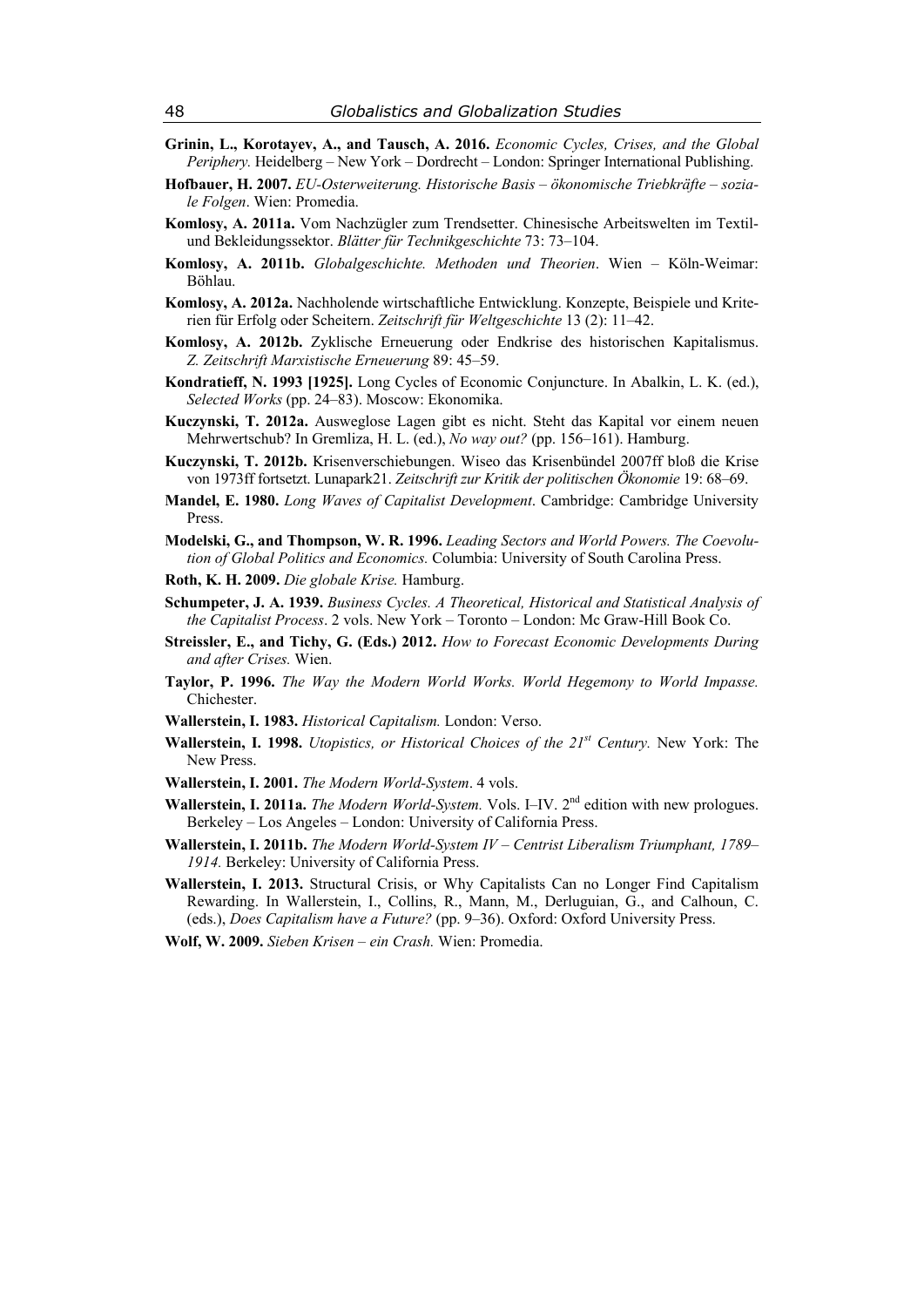**Grinin, L., Korotayev, A., and Tausch, A. 2016.** *Economic Cycles, Crises, and the Global Periphery.* Heidelberg – New York – Dordrecht – London: Springer International Publishing.

**Hofbauer, H. 2007.** *EU-Osterweiterung. Historische Basis – ökonomische Triebkräfte – soziale Folgen*. Wien: Promedia.

**Komlosy, A. 2011a.** Vom Nachzügler zum Trendsetter. Chinesische Arbeitswelten im Textil- und Bekleidungssektor. *Blätter für Technikgeschichte* 73: 73–104.

**Komlosy, A. 2011b.** *Globalgeschichte. Methoden und Theorien*. Wien – Köln-Weimar: Böhlau.

**Komlosy, A. 2012a.** Nachholende wirtschaftliche Entwicklung. Konzepte, Beispiele und Kriterien für Erfolg oder Scheitern. *Zeitschrift für Weltgeschichte* 13 (2): 11–42.

**Komlosy, A. 2012b.** Zyklische Erneuerung oder Endkrise des historischen Kapitalismus. *Z. Zeitschrift Marxistische Erneuerung* 89: 45–59.

**Kondratieff, N. 1993 [1925].** Long Cycles of Economic Conjuncture. In Abalkin, L. K. (ed.), *Selected Works* (pp. 24–83). Moscow: Ekonomika.

**Kuczynski, T. 2012a.** Ausweglose Lagen gibt es nicht. Steht das Kapital vor einem neuen Mehrwertschub? In Gremliza, H. L. (ed.), *No way out?* (pp. 156–161). Hamburg.

**Kuczynski, T. 2012b.** Krisenverschiebungen. Wiseo das Krisenbündel 2007ff bloß die Krise von 1973ff fortsetzt. Lunapark21. *Zeitschrift zur Kritik der politischen Ökonomie* 19: 68–69.

**Mandel, E. 1980.** *Long Waves of Capitalist Development*. Cambridge: Cambridge University Press.

**Modelski, G., and Thompson, W. R. 1996.** *Leading Sectors and World Powers. The Coevolution of Global Politics and Economics.* Columbia: University of South Carolina Press.

**Roth, K. H. 2009.** *Die globale Krise.* Hamburg.

**Schumpeter, J. A. 1939.** *Business Cycles. A Theoretical, Historical and Statistical Analysis of the Capitalist Process*. 2 vols. New York – Toronto – London: Mc Graw-Hill Book Co.

**Streissler, E., and Tichy, G. (Eds.) 2012.** *How to Forecast Economic Developments During and after Crises.* Wien.

**Taylor, P. 1996.** *The Way the Modern World Works. World Hegemony to World Impasse.* Chichester.

**Wallerstein, I. 1983.** *Historical Capitalism.* London: Verso.

**Wallerstein, I. 1998.** *Utopistics, or Historical Choices of the 21st Century.* New York: The New Press.

**Wallerstein, I. 2001.** *The Modern World-System*. 4 vols.

**Wallerstein, I. 2011a.** *The Modern World-System.* Vols. I–IV. 2nd edition with new prologues. Berkeley – Los Angeles – London: University of California Press.

**Wallerstein, I. 2011b.** *The Modern World-System IV – Centrist Liberalism Triumphant, 1789–1914.* Berkeley: University of California Press.

**Wallerstein, I. 2013.** Structural Crisis, or Why Capitalists Can no Longer Find Capitalism Rewarding. In Wallerstein, I., Collins, R., Mann, M., Derluguian, G., and Calhoun, C. (eds.), *Does Capitalism have a Future?* (pp. 9–36). Oxford: Oxford University Press.

**Wolf, W. 2009.** *Sieben Krisen – ein Crash.* Wien: Promedia.